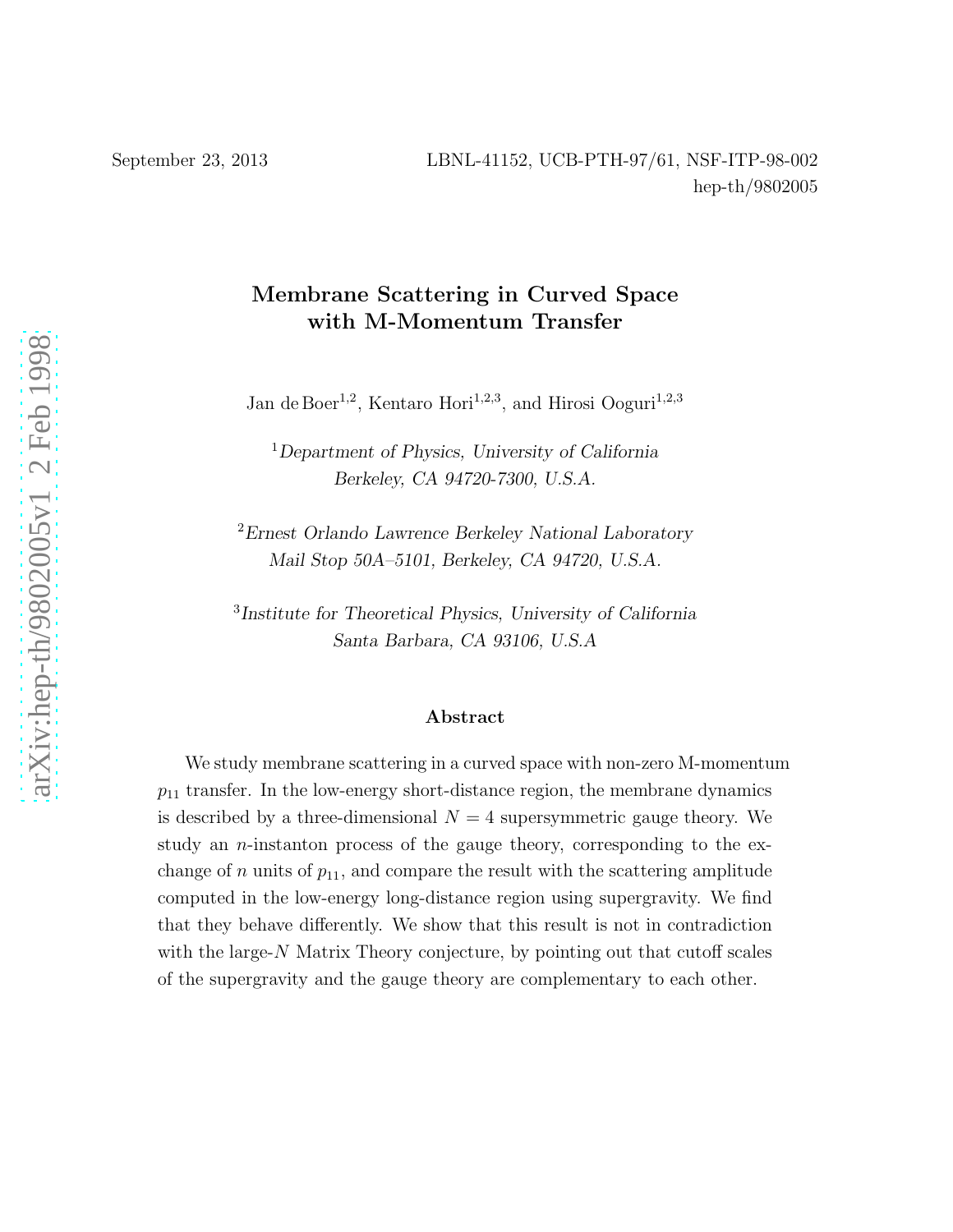September 23, 2013

LBNL-41152, UCB-PTH-97/61, NSF-ITP-98-002
hep-th/9802005

# Membrane Scattering in Curved Space with M-Momentum Transfer

Jan de Boer[1,2], Kentaro Hori[1,2,3], and Hirosi Ooguri[1,2,3]

[1] *Department of Physics, University of California Berkeley, CA 94720-7300, U.S.A.*

[2] *Ernest Orlando Lawrence Berkeley National Laboratory Mail Stop 50A–5101, Berkeley, CA 94720, U.S.A.*

[3] *Institute for Theoretical Physics, University of California Santa Barbara, CA 93106, U.S.A*

## Abstract

We study membrane scattering in a curved space with non-zero M-momentum $p_{11}$ transfer. In the low-energy short-distance region, the membrane dynamics is described by a three-dimensional $N = 4$ supersymmetric gauge theory. We study an $n$-instanton process of the gauge theory, corresponding to the exchange of $n$ units of $p_{11}$, and compare the result with the scattering amplitude computed in the low-energy long-distance region using supergravity. We find that they behave differently. We show that this result is not in contradiction with the large-$N$ Matrix Theory conjecture, by pointing out that cutoff scales of the supergravity and the gauge theory are complementary to each other.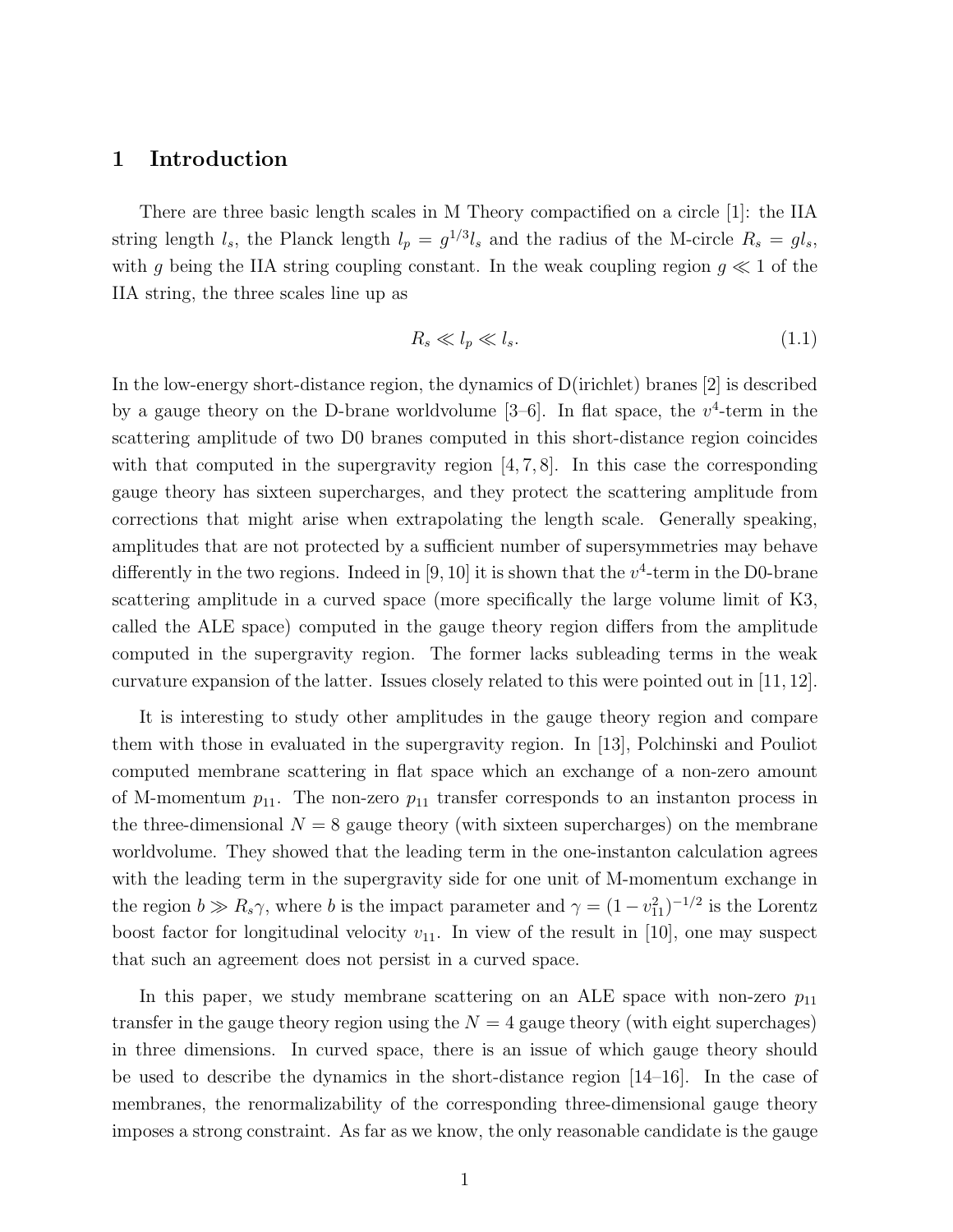## 1 Introduction

There are three basic length scales in M Theory compactified on a circle [1]: the IIA string length $l_s$, the Planck length $l_p = g^{1/3} l_s$ and the radius of the M-circle $R_s = g l_s$, with $g$ being the IIA string coupling constant. In the weak coupling region $g \ll 1$ of the IIA string, the three scales line up as

$$R_s \ll l_p \ll l_s. \tag{1.1}$$

In the low-energy short-distance region, the dynamics of D(irichlet) branes [2] is described by a gauge theory on the D-brane worldvolume [3–6]. In flat space, the $v^4$-term in the scattering amplitude of two D0 branes computed in this short-distance region coincides with that computed in the supergravity region [4, 7, 8]. In this case the corresponding gauge theory has sixteen supercharges, and they protect the scattering amplitude from corrections that might arise when extrapolating the length scale. Generally speaking, amplitudes that are not protected by a sufficient number of supersymmetries may behave differently in the two regions. Indeed in [9, 10] it is shown that the $v^4$-term in the D0-brane scattering amplitude in a curved space (more specifically the large volume limit of K3, called the ALE space) computed in the gauge theory region differs from the amplitude computed in the supergravity region. The former lacks subleading terms in the weak curvature expansion of the latter. Issues closely related to this were pointed out in [11, 12].

It is interesting to study other amplitudes in the gauge theory region and compare them with those in evaluated in the supergravity region. In [13], Polchinski and Pouliot computed membrane scattering in flat space which an exchange of a non-zero amount of M-momentum $p_{11}$. The non-zero $p_{11}$ transfer corresponds to an instanton process in the three-dimensional $N = 8$ gauge theory (with sixteen supercharges) on the membrane worldvolume. They showed that the leading term in the one-instanton calculation agrees with the leading term in the supergravity side for one unit of M-momentum exchange in the region $b \gg R_s \gamma$, where $b$ is the impact parameter and $\gamma = (1 - v_{11}^2)^{-1/2}$ is the Lorentz boost factor for longitudinal velocity $v_{11}$. In view of the result in [10], one may suspect that such an agreement does not persist in a curved space.

In this paper, we study membrane scattering on an ALE space with non-zero $p_{11}$ transfer in the gauge theory region using the $N = 4$ gauge theory (with eight superchages) in three dimensions. In curved space, there is an issue of which gauge theory should be used to describe the dynamics in the short-distance region [14–16]. In the case of membranes, the renormalizability of the corresponding three-dimensional gauge theory imposes a strong constraint. As far as we know, the only reasonable candidate is the gauge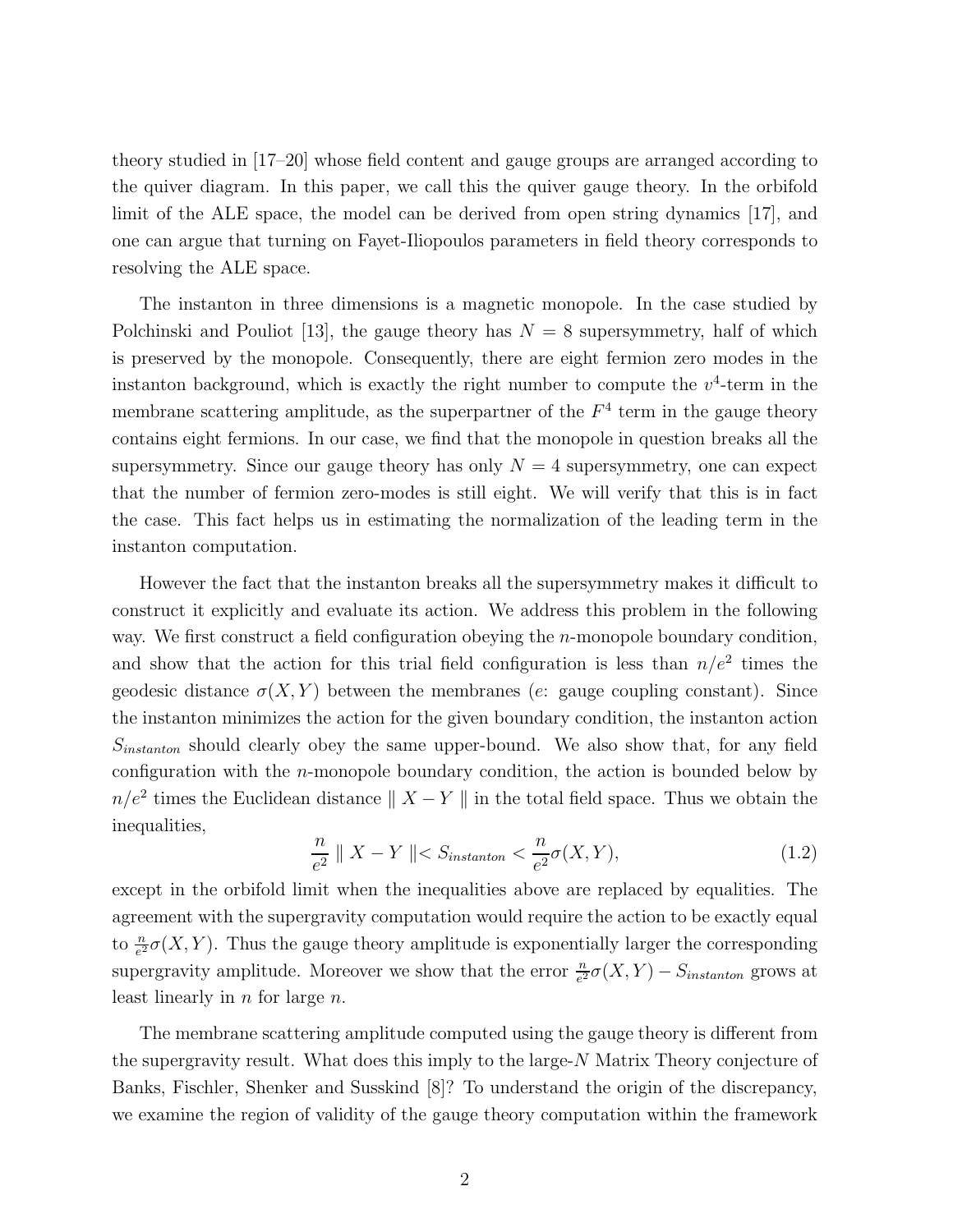theory studied in [17–20] whose field content and gauge groups are arranged according to the quiver diagram. In this paper, we call this the quiver gauge theory. In the orbifold limit of the ALE space, the model can be derived from open string dynamics [17], and one can argue that turning on Fayet-Iliopoulos parameters in field theory corresponds to resolving the ALE space.

The instanton in three dimensions is a magnetic monopole. In the case studied by Polchinski and Pouliot [13], the gauge theory has $N = 8$ supersymmetry, half of which is preserved by the monopole. Consequently, there are eight fermion zero modes in the instanton background, which is exactly the right number to compute the $v^4$-term in the membrane scattering amplitude, as the superpartner of the $F^4$ term in the gauge theory contains eight fermions. In our case, we find that the monopole in question breaks all the supersymmetry. Since our gauge theory has only $N = 4$ supersymmetry, one can expect that the number of fermion zero-modes is still eight. We will verify that this is in fact the case. This fact helps us in estimating the normalization of the leading term in the instanton computation.

However the fact that the instanton breaks all the supersymmetry makes it difficult to construct it explicitly and evaluate its action. We address this problem in the following way. We first construct a field configuration obeying the $n$-monopole boundary condition, and show that the action for this trial field configuration is less than $n/e^2$ times the geodesic distance $\sigma(X, Y)$ between the membranes ($e$: gauge coupling constant). Since the instanton minimizes the action for the given boundary condition, the instanton action $S_{instanton}$ should clearly obey the same upper-bound. We also show that, for any field configuration with the $n$-monopole boundary condition, the action is bounded below by $n/e^2$ times the Euclidean distance $\parallel X - Y \parallel$ in the total field space. Thus we obtain the inequalities,

$$\frac{n}{e^2} \parallel X - Y \parallel < S_{instanton} < \frac{n}{e^2}\sigma(X, Y), \tag{1.2}$$

except in the orbifold limit when the inequalities above are replaced by equalities. The agreement with the supergravity computation would require the action to be exactly equal to $\frac{n}{e^2}\sigma(X, Y)$. Thus the gauge theory amplitude is exponentially larger the corresponding supergravity amplitude. Moreover we show that the error $\frac{n}{e^2}\sigma(X, Y) - S_{instanton}$ grows at least linearly in $n$ for large $n$.

The membrane scattering amplitude computed using the gauge theory is different from the supergravity result. What does this imply to the large-$N$ Matrix Theory conjecture of Banks, Fischler, Shenker and Susskind [8]? To understand the origin of the discrepancy, we examine the region of validity of the gauge theory computation within the framework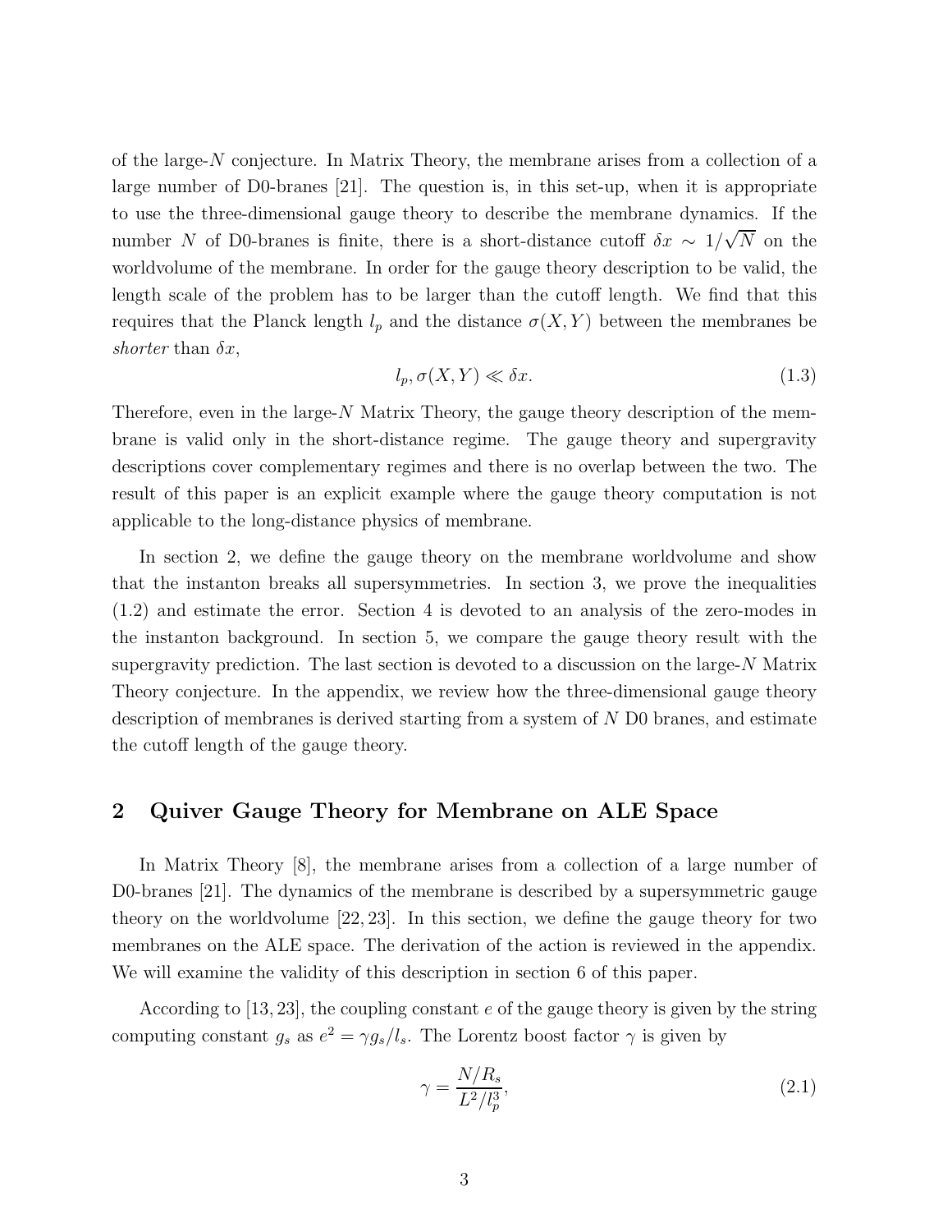of the large-$N$ conjecture. In Matrix Theory, the membrane arises from a collection of a large number of D0-branes [21]. The question is, in this set-up, when it is appropriate to use the three-dimensional gauge theory to describe the membrane dynamics. If the number $N$ of D0-branes is finite, there is a short-distance cutoff $\delta x \sim 1/\sqrt{N}$ on the worldvolume of the membrane. In order for the gauge theory description to be valid, the length scale of the problem has to be larger than the cutoff length. We find that this requires that the Planck length $l_p$ and the distance $\sigma(X,Y)$ between the membranes be *shorter* than $\delta x$,

$$l_p, \sigma(X,Y) \ll \delta x. \tag{1.3}$$

Therefore, even in the large-$N$ Matrix Theory, the gauge theory description of the membrane is valid only in the short-distance regime. The gauge theory and supergravity descriptions cover complementary regimes and there is no overlap between the two. The result of this paper is an explicit example where the gauge theory computation is not applicable to the long-distance physics of membrane.

In section 2, we define the gauge theory on the membrane worldvolume and show that the instanton breaks all supersymmetries. In section 3, we prove the inequalities (1.2) and estimate the error. Section 4 is devoted to an analysis of the zero-modes in the instanton background. In section 5, we compare the gauge theory result with the supergravity prediction. The last section is devoted to a discussion on the large-$N$ Matrix Theory conjecture. In the appendix, we review how the three-dimensional gauge theory description of membranes is derived starting from a system of $N$ D0 branes, and estimate the cutoff length of the gauge theory.

## 2 Quiver Gauge Theory for Membrane on ALE Space

In Matrix Theory [8], the membrane arises from a collection of a large number of D0-branes [21]. The dynamics of the membrane is described by a supersymmetric gauge theory on the worldvolume [22, 23]. In this section, we define the gauge theory for two membranes on the ALE space. The derivation of the action is reviewed in the appendix. We will examine the validity of this description in section 6 of this paper.

According to [13, 23], the coupling constant $e$ of the gauge theory is given by the string computing constant $g_s$ as $e^2 = \gamma g_s / l_s$. The Lorentz boost factor $\gamma$ is given by

$$\gamma = \frac{N/R_s}{L^2/l_p^3}, \tag{2.1}$$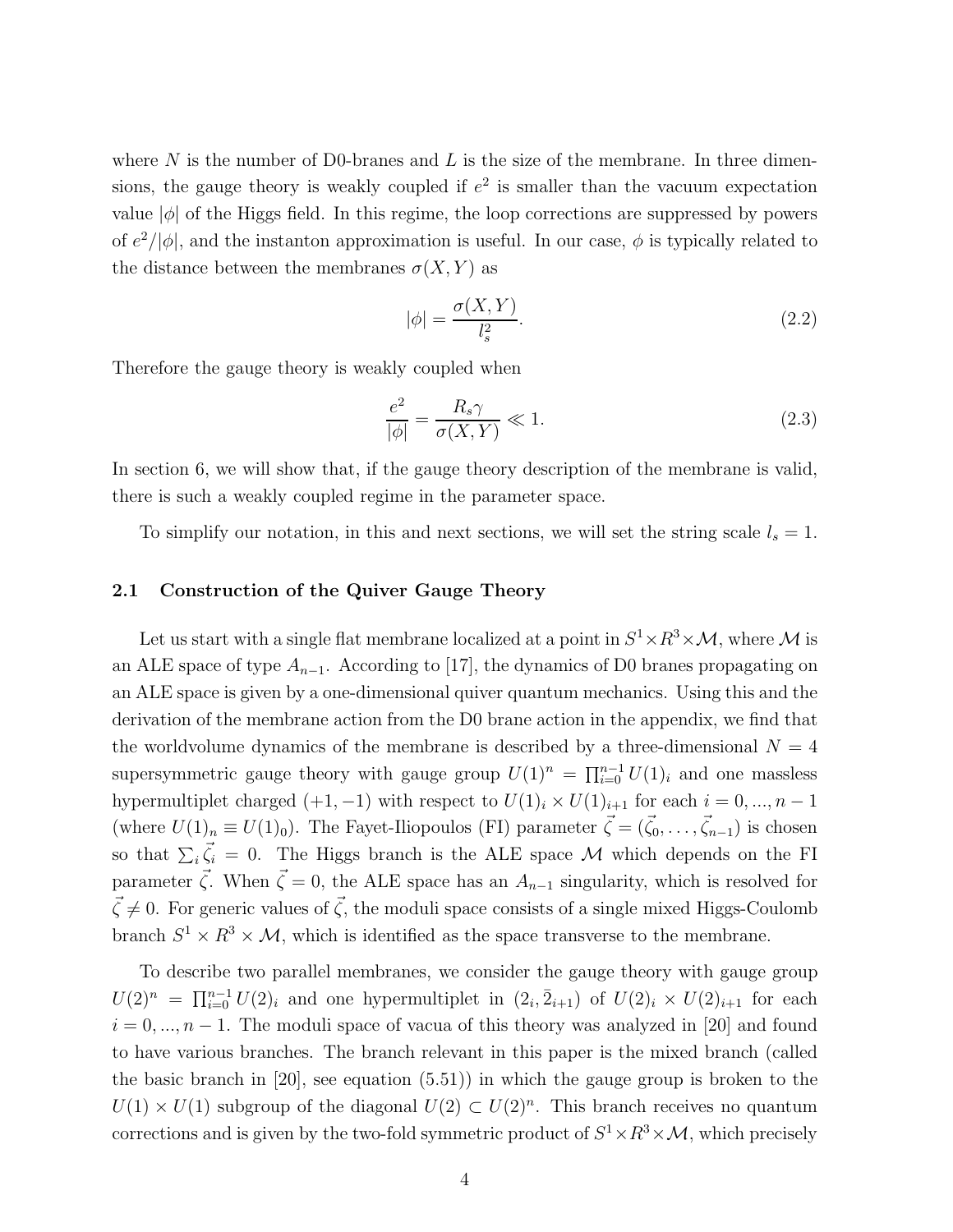where $N$ is the number of D0-branes and $L$ is the size of the membrane. In three dimensions, the gauge theory is weakly coupled if $e^2$ is smaller than the vacuum expectation value $|\phi|$ of the Higgs field. In this regime, the loop corrections are suppressed by powers of $e^2/|\phi|$, and the instanton approximation is useful. In our case, $\phi$ is typically related to the distance between the membranes $\sigma(X, Y)$ as

$$|\phi| = \frac{\sigma(X, Y)}{l_s^2}. \tag{2.2}$$

Therefore the gauge theory is weakly coupled when

$$\frac{e^2}{|\phi|} = \frac{R_s \gamma}{\sigma(X, Y)} \ll 1. \tag{2.3}$$

In section 6, we will show that, if the gauge theory description of the membrane is valid, there is such a weakly coupled regime in the parameter space.

To simplify our notation, in this and next sections, we will set the string scale $l_s = 1$.

### 2.1 Construction of the Quiver Gauge Theory

Let us start with a single flat membrane localized at a point in $S^1 \times R^3 \times \mathcal{M}$, where $\mathcal{M}$ is an ALE space of type $A_{n-1}$. According to [17], the dynamics of D0 branes propagating on an ALE space is given by a one-dimensional quiver quantum mechanics. Using this and the derivation of the membrane action from the D0 brane action in the appendix, we find that the worldvolume dynamics of the membrane is described by a three-dimensional $N = 4$ supersymmetric gauge theory with gauge group $U(1)^n = \prod_{i=0}^{n-1} U(1)_i$ and one massless hypermultiplet charged $(+1, -1)$ with respect to $U(1)_i \times U(1)_{i+1}$ for each $i = 0, ..., n-1$ (where $U(1)_n \equiv U(1)_0$). The Fayet-Iliopoulos (FI) parameter $\vec{\zeta} = (\vec{\zeta}_0, \ldots, \vec{\zeta}_{n-1})$ is chosen so that $\sum_i \vec{\zeta}_i = 0$. The Higgs branch is the ALE space $\mathcal{M}$ which depends on the FI parameter $\vec{\zeta}$. When $\vec{\zeta} = 0$, the ALE space has an $A_{n-1}$ singularity, which is resolved for $\vec{\zeta} \neq 0$. For generic values of $\vec{\zeta}$, the moduli space consists of a single mixed Higgs-Coulomb branch $S^1 \times R^3 \times \mathcal{M}$, which is identified as the space transverse to the membrane.

To describe two parallel membranes, we consider the gauge theory with gauge group $U(2)^n = \prod_{i=0}^{n-1} U(2)_i$ and one hypermultiplet in $(2_i, \bar{2}_{i+1})$ of $U(2)_i \times U(2)_{i+1}$ for each $i = 0, ..., n-1$. The moduli space of vacua of this theory was analyzed in [20] and found to have various branches. The branch relevant in this paper is the mixed branch (called the basic branch in [20], see equation (5.51)) in which the gauge group is broken to the $U(1) \times U(1)$ subgroup of the diagonal $U(2) \subset U(2)^n$. This branch receives no quantum corrections and is given by the two-fold symmetric product of $S^1 \times R^3 \times \mathcal{M}$, which precisely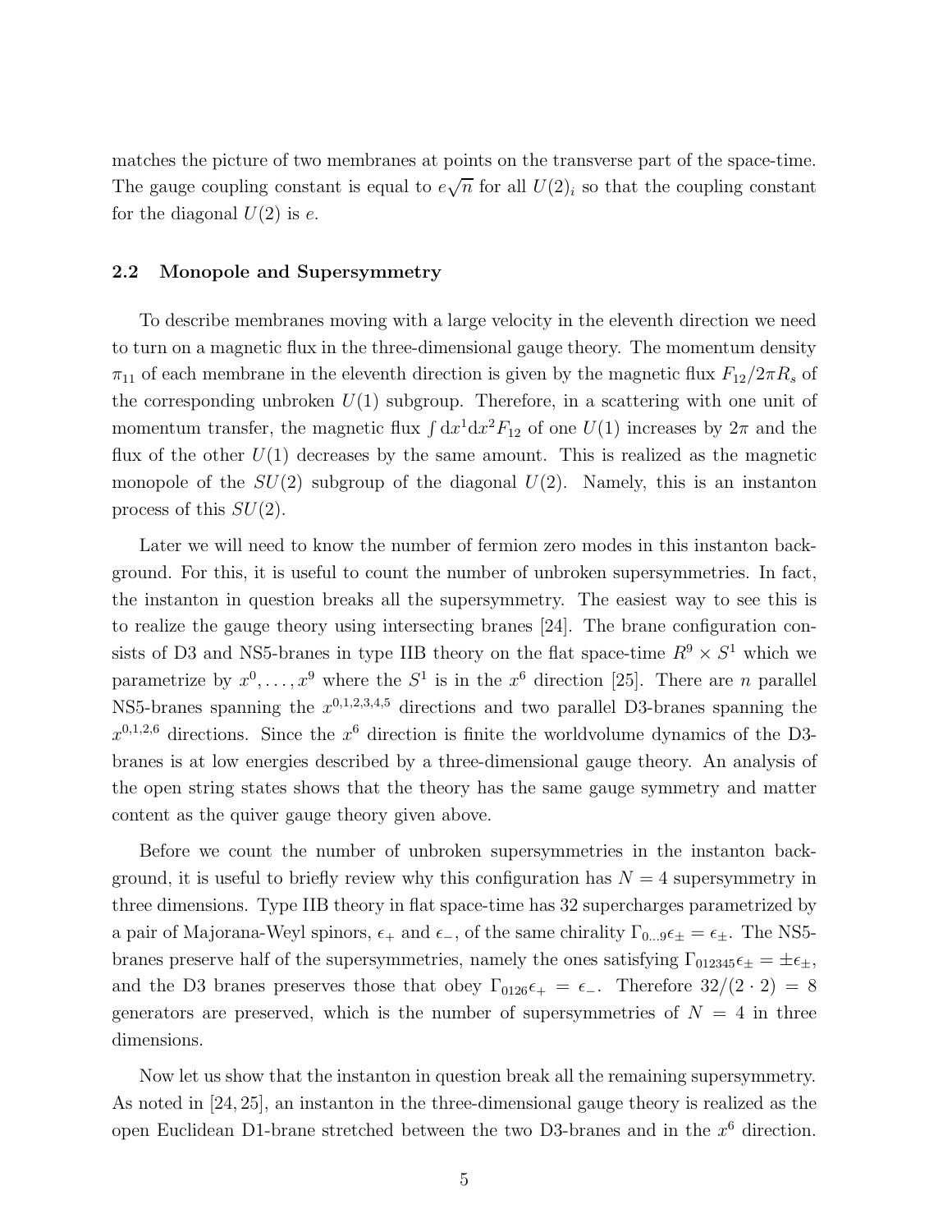matches the picture of two membranes at points on the transverse part of the space-time. The gauge coupling constant is equal to $e\sqrt{n}$ for all $U(2)_i$ so that the coupling constant for the diagonal $U(2)$ is $e$.

### 2.2 Monopole and Supersymmetry

To describe membranes moving with a large velocity in the eleventh direction we need to turn on a magnetic flux in the three-dimensional gauge theory. The momentum density $\pi_{11}$ of each membrane in the eleventh direction is given by the magnetic flux $F_{12}/2\pi R_s$ of the corresponding unbroken $U(1)$ subgroup. Therefore, in a scattering with one unit of momentum transfer, the magnetic flux $\int \mathrm{d}x^1 \mathrm{d}x^2 F_{12}$ of one $U(1)$ increases by $2\pi$ and the flux of the other $U(1)$ decreases by the same amount. This is realized as the magnetic monopole of the $SU(2)$ subgroup of the diagonal $U(2)$. Namely, this is an instanton process of this $SU(2)$.

Later we will need to know the number of fermion zero modes in this instanton background. For this, it is useful to count the number of unbroken supersymmetries. In fact, the instanton in question breaks all the supersymmetry. The easiest way to see this is to realize the gauge theory using intersecting branes [24]. The brane configuration consists of D3 and NS5-branes in type IIB theory on the flat space-time $R^9 \times S^1$ which we parametrize by $x^0, \ldots, x^9$ where the $S^1$ is in the $x^6$ direction [25]. There are $n$ parallel NS5-branes spanning the $x^{0,1,2,3,4,5}$ directions and two parallel D3-branes spanning the $x^{0,1,2,6}$ directions. Since the $x^6$ direction is finite the worldvolume dynamics of the D3-branes is at low energies described by a three-dimensional gauge theory. An analysis of the open string states shows that the theory has the same gauge symmetry and matter content as the quiver gauge theory given above.

Before we count the number of unbroken supersymmetries in the instanton background, it is useful to briefly review why this configuration has $N = 4$ supersymmetry in three dimensions. Type IIB theory in flat space-time has 32 supercharges parametrized by a pair of Majorana-Weyl spinors, $\epsilon_+$ and $\epsilon_-$, of the same chirality $\Gamma_{0\ldots 9}\epsilon_\pm = \epsilon_\pm$. The NS5-branes preserve half of the supersymmetries, namely the ones satisfying $\Gamma_{012345}\epsilon_\pm = \pm\epsilon_\pm$, and the D3 branes preserves those that obey $\Gamma_{0126}\epsilon_+ = \epsilon_-$. Therefore $32/(2\cdot 2) = 8$ generators are preserved, which is the number of supersymmetries of $N = 4$ in three dimensions.

Now let us show that the instanton in question break all the remaining supersymmetry. As noted in [24, 25], an instanton in the three-dimensional gauge theory is realized as the open Euclidean D1-brane stretched between the two D3-branes and in the $x^6$ direction.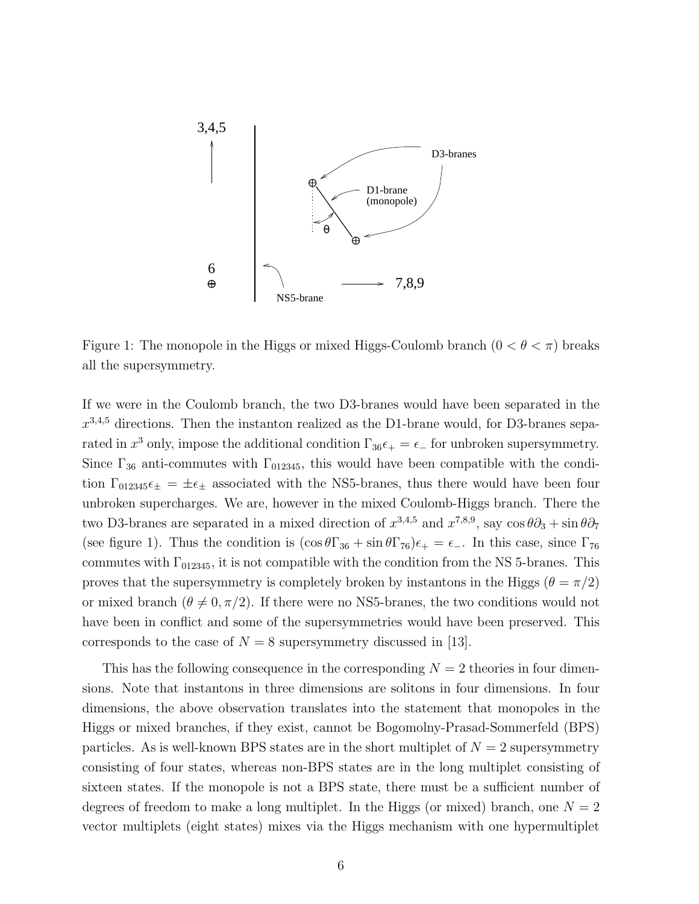Figure 1: The monopole in the Higgs or mixed Higgs-Coulomb branch ($0 < \theta < \pi$) breaks all the supersymmetry.

If we were in the Coulomb branch, the two D3-branes would have been separated in the $x^{3,4,5}$ directions. Then the instanton realized as the D1-brane would, for D3-branes separated in $x^3$ only, impose the additional condition $\Gamma_{36}\epsilon_+ = \epsilon_-$ for unbroken supersymmetry. Since $\Gamma_{36}$ anti-commutes with $\Gamma_{012345}$, this would have been compatible with the condition $\Gamma_{012345}\epsilon_\pm = \pm\epsilon_\pm$ associated with the NS5-branes, thus there would have been four unbroken supercharges. We are, however in the mixed Coulomb-Higgs branch. There the two D3-branes are separated in a mixed direction of $x^{3,4,5}$ and $x^{7,8,9}$, say $\cos\theta\partial_3 + \sin\theta\partial_7$ (see figure 1). Thus the condition is $(\cos\theta\Gamma_{36} + \sin\theta\Gamma_{76})\epsilon_+ = \epsilon_-$. In this case, since $\Gamma_{76}$ commutes with $\Gamma_{012345}$, it is not compatible with the condition from the NS 5-branes. This proves that the supersymmetry is completely broken by instantons in the Higgs ($\theta = \pi/2$) or mixed branch ($\theta \neq 0, \pi/2$). If there were no NS5-branes, the two conditions would not have been in conflict and some of the supersymmetries would have been preserved. This corresponds to the case of $N = 8$ supersymmetry discussed in [13].

This has the following consequence in the corresponding $N = 2$ theories in four dimensions. Note that instantons in three dimensions are solitons in four dimensions. In four dimensions, the above observation translates into the statement that monopoles in the Higgs or mixed branches, if they exist, cannot be Bogomolny-Prasad-Sommerfeld (BPS) particles. As is well-known BPS states are in the short multiplet of $N = 2$ supersymmetry consisting of four states, whereas non-BPS states are in the long multiplet consisting of sixteen states. If the monopole is not a BPS state, there must be a sufficient number of degrees of freedom to make a long multiplet. In the Higgs (or mixed) branch, one $N = 2$ vector multiplets (eight states) mixes via the Higgs mechanism with one hypermultiplet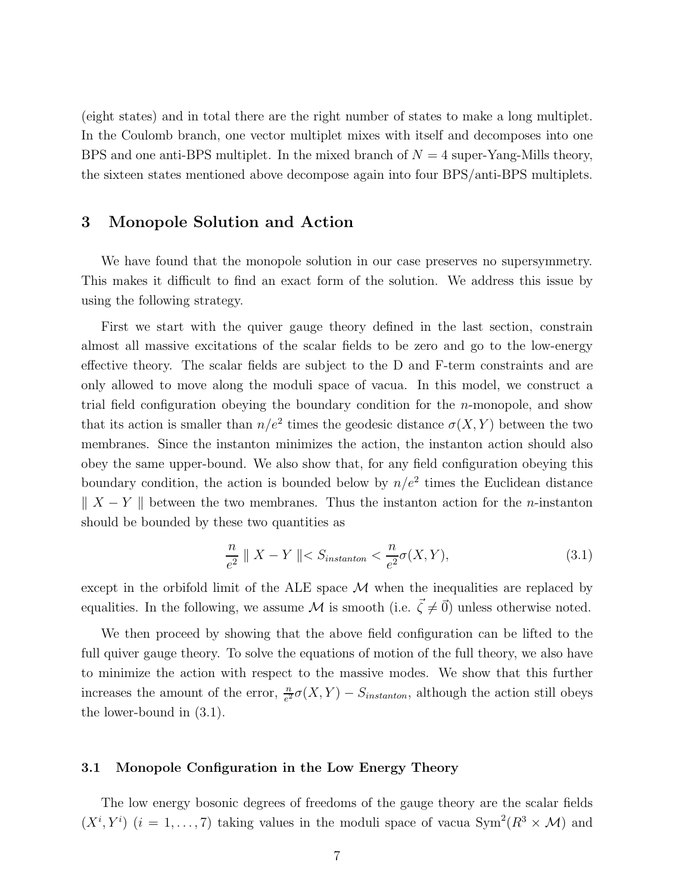(eight states) and in total there are the right number of states to make a long multiplet. In the Coulomb branch, one vector multiplet mixes with itself and decomposes into one BPS and one anti-BPS multiplet. In the mixed branch of $N = 4$ super-Yang-Mills theory, the sixteen states mentioned above decompose again into four BPS/anti-BPS multiplets.

# 3 Monopole Solution and Action

We have found that the monopole solution in our case preserves no supersymmetry. This makes it difficult to find an exact form of the solution. We address this issue by using the following strategy.

First we start with the quiver gauge theory defined in the last section, constrain almost all massive excitations of the scalar fields to be zero and go to the low-energy effective theory. The scalar fields are subject to the D and F-term constraints and are only allowed to move along the moduli space of vacua. In this model, we construct a trial field configuration obeying the boundary condition for the $n$-monopole, and show that its action is smaller than $n/e^2$ times the geodesic distance $\sigma(X, Y)$ between the two membranes. Since the instanton minimizes the action, the instanton action should also obey the same upper-bound. We also show that, for any field configuration obeying this boundary condition, the action is bounded below by $n/e^2$ times the Euclidean distance $\parallel X - Y \parallel$ between the two membranes. Thus the instanton action for the $n$-instanton should be bounded by these two quantities as

$$\frac{n}{e^2} \parallel X - Y \parallel < S_{instanton} < \frac{n}{e^2}\sigma(X, Y), \tag{3.1}$$

except in the orbifold limit of the ALE space $\mathcal{M}$ when the inequalities are replaced by equalities. In the following, we assume $\mathcal{M}$ is smooth (i.e. $\vec{\zeta} \neq \vec{0}$) unless otherwise noted.

We then proceed by showing that the above field configuration can be lifted to the full quiver gauge theory. To solve the equations of motion of the full theory, we also have to minimize the action with respect to the massive modes. We show that this further increases the amount of the error, $\frac{n}{e^2}\sigma(X, Y) - S_{instanton}$, although the action still obeys the lower-bound in (3.1).

## 3.1 Monopole Configuration in the Low Energy Theory

The low energy bosonic degrees of freedoms of the gauge theory are the scalar fields $(X^i, Y^i)$ $(i = 1, \ldots, 7)$ taking values in the moduli space of vacua $\mathrm{Sym}^2(R^3 \times \mathcal{M})$ and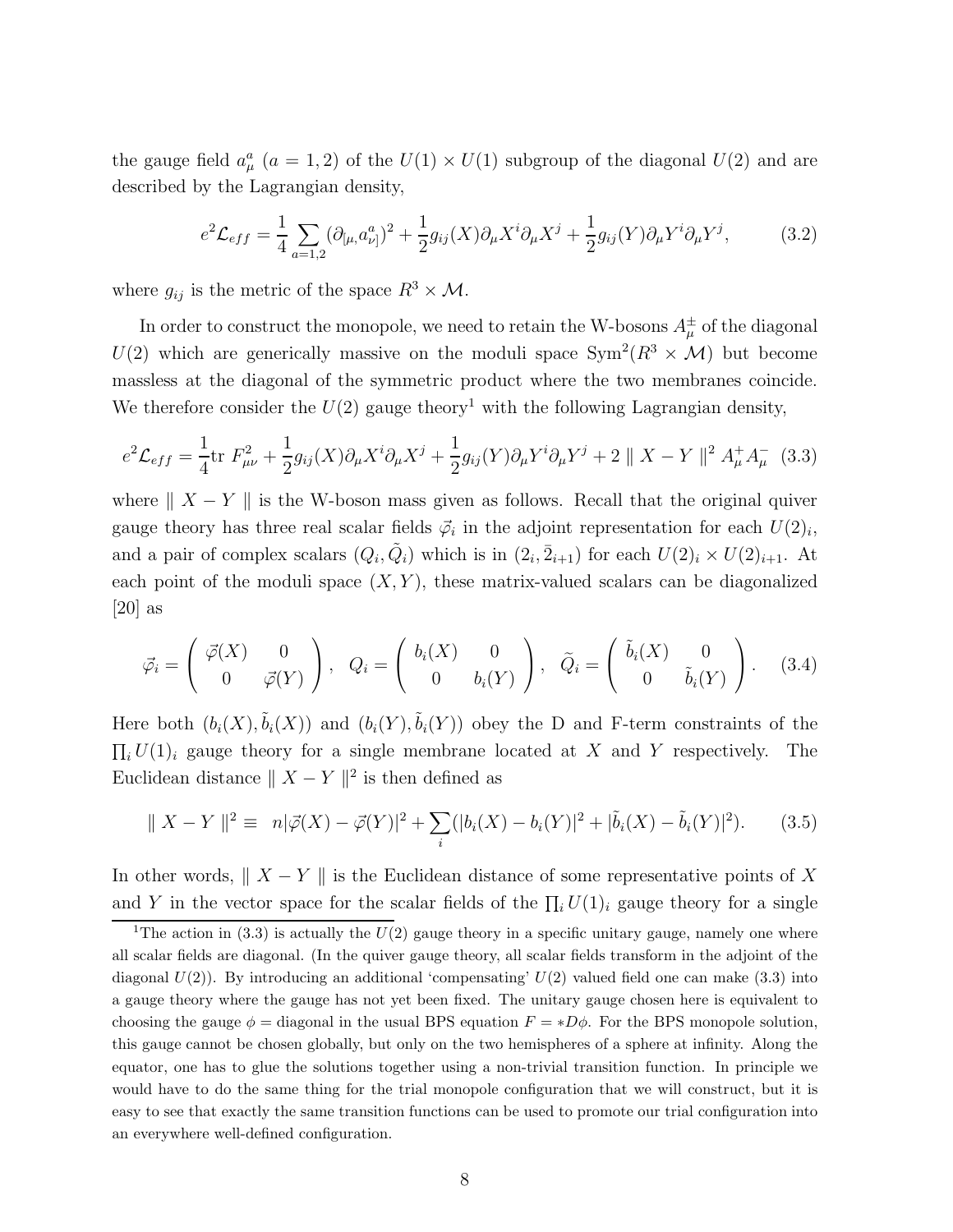the gauge field $a^a_\mu$ ($a = 1, 2$) of the $U(1) \times U(1)$ subgroup of the diagonal $U(2)$ and are described by the Lagrangian density,

$$e^2 \mathcal{L}_{eff} = \frac{1}{4} \sum_{a=1,2} (\partial_{[\mu,} a^a_{\nu]})^2 + \frac{1}{2} g_{ij}(X) \partial_\mu X^i \partial_\mu X^j + \frac{1}{2} g_{ij}(Y) \partial_\mu Y^i \partial_\mu Y^j, \tag{3.2}$$

where $g_{ij}$ is the metric of the space $R^3 \times \mathcal{M}$.

In order to construct the monopole, we need to retain the W-bosons $A^\pm_\mu$ of the diagonal $U(2)$ which are generically massive on the moduli space $\mathrm{Sym}^2(R^3 \times \mathcal{M})$ but become massless at the diagonal of the symmetric product where the two membranes coincide. We therefore consider the $U(2)$ gauge theory[1] with the following Lagrangian density,

$$e^2 \mathcal{L}_{eff} = \frac{1}{4} \mathrm{tr}\ F^2_{\mu\nu} + \frac{1}{2} g_{ij}(X) \partial_\mu X^i \partial_\mu X^j + \frac{1}{2} g_{ij}(Y) \partial_\mu Y^i \partial_\mu Y^j + 2 \parallel X - Y \parallel^2 A^+_\mu A^-_\mu \tag{3.3}$$

where $\parallel X - Y \parallel$ is the W-boson mass given as follows. Recall that the original quiver gauge theory has three real scalar fields $\vec{\varphi}_i$ in the adjoint representation for each $U(2)_i$, and a pair of complex scalars $(Q_i, \tilde{Q}_i)$ which is in $(2_i, \bar{2}_{i+1})$ for each $U(2)_i \times U(2)_{i+1}$. At each point of the moduli space $(X, Y)$, these matrix-valued scalars can be diagonalized [20] as

$$\vec{\varphi}_i = \begin{pmatrix} \vec{\varphi}(X) & 0 \\ 0 & \vec{\varphi}(Y) \end{pmatrix}, \quad Q_i = \begin{pmatrix} b_i(X) & 0 \\ 0 & b_i(Y) \end{pmatrix}, \quad \tilde{Q}_i = \begin{pmatrix} \tilde{b}_i(X) & 0 \\ 0 & \tilde{b}_i(Y) \end{pmatrix}. \tag{3.4}$$

Here both $(b_i(X), \tilde{b}_i(X))$ and $(b_i(Y), \tilde{b}_i(Y))$ obey the D and F-term constraints of the $\prod_i U(1)_i$ gauge theory for a single membrane located at $X$ and $Y$ respectively. The Euclidean distance $\parallel X - Y \parallel^2$ is then defined as

$$\parallel X - Y \parallel^2 \equiv \ n|\vec{\varphi}(X) - \vec{\varphi}(Y)|^2 + \sum_i (|b_i(X) - b_i(Y)|^2 + |\tilde{b}_i(X) - \tilde{b}_i(Y)|^2). \tag{3.5}$$

In other words, $\parallel X - Y \parallel$ is the Euclidean distance of some representative points of $X$ and $Y$ in the vector space for the scalar fields of the $\prod_i U(1)_i$ gauge theory for a single

[1] The action in (3.3) is actually the $U(2)$ gauge theory in a specific unitary gauge, namely one where all scalar fields are diagonal. (In the quiver gauge theory, all scalar fields transform in the adjoint of the diagonal $U(2)$). By introducing an additional 'compensating' $U(2)$ valued field one can make (3.3) into a gauge theory where the gauge has not yet been fixed. The unitary gauge chosen here is equivalent to choosing the gauge $\phi =$ diagonal in the usual BPS equation $F = *D\phi$. For the BPS monopole solution, this gauge cannot be chosen globally, but only on the two hemispheres of a sphere at infinity. Along the equator, one has to glue the solutions together using a non-trivial transition function. In principle we would have to do the same thing for the trial monopole configuration that we will construct, but it is easy to see that exactly the same transition functions can be used to promote our trial configuration into an everywhere well-defined configuration.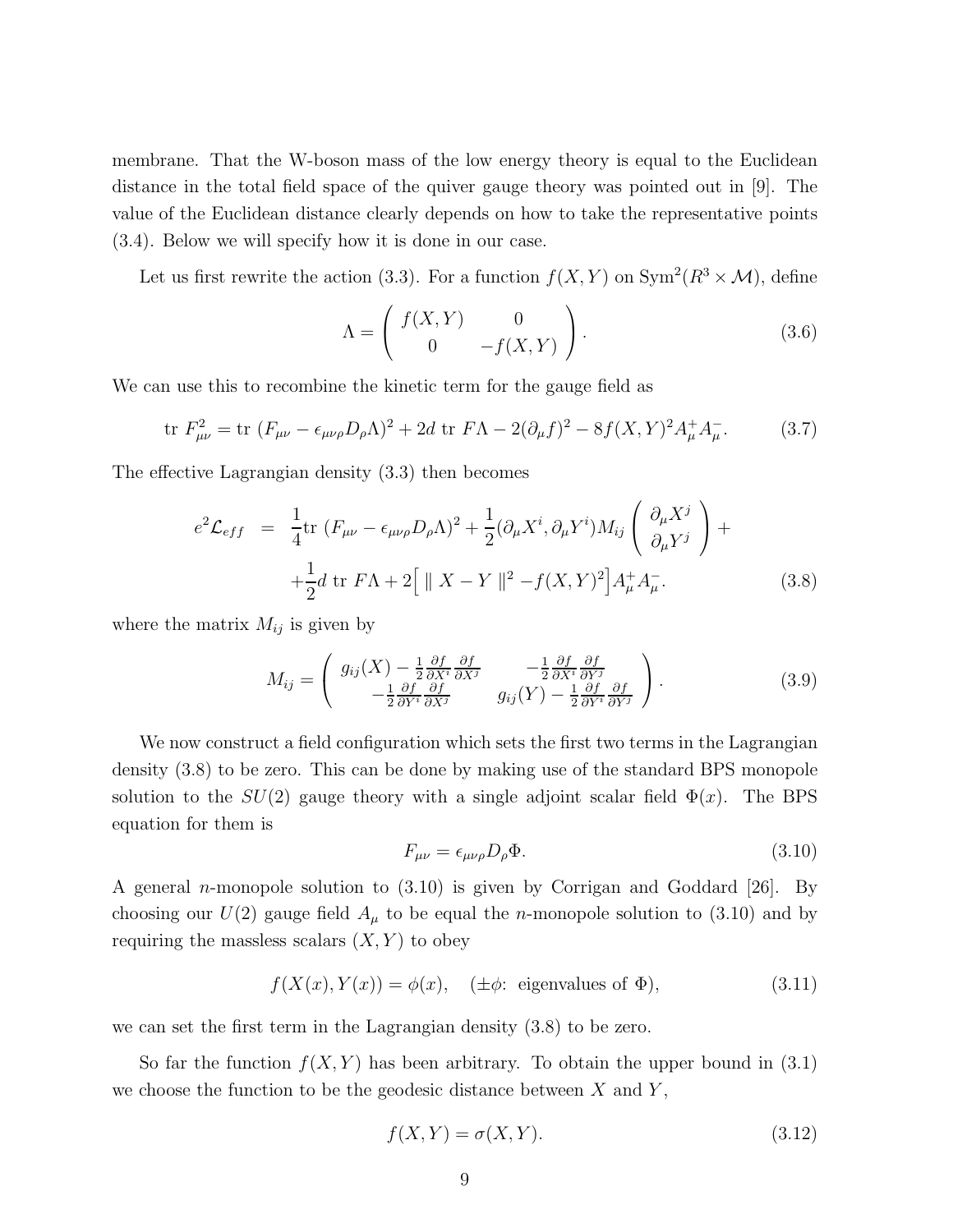membrane. That the W-boson mass of the low energy theory is equal to the Euclidean distance in the total field space of the quiver gauge theory was pointed out in [9]. The value of the Euclidean distance clearly depends on how to take the representative points (3.4). Below we will specify how it is done in our case.

Let us first rewrite the action (3.3). For a function $f(X,Y)$ on $\mathrm{Sym}^2(R^3 \times \mathcal{M})$, define

$$\Lambda = \begin{pmatrix} f(X,Y) & 0 \\ 0 & -f(X,Y) \end{pmatrix}. \tag{3.6}$$

We can use this to recombine the kinetic term for the gauge field as

$$\mathrm{tr}\ F_{\mu\nu}^2 = \mathrm{tr}\ (F_{\mu\nu} - \epsilon_{\mu\nu\rho} D_\rho \Lambda)^2 + 2d\ \mathrm{tr}\ F\Lambda - 2(\partial_\mu f)^2 - 8 f(X,Y)^2 A_\mu^+ A_\mu^-. \tag{3.7}$$

The effective Lagrangian density (3.3) then becomes

$$\begin{aligned} e^2 \mathcal{L}_{eff} &= \frac{1}{4} \mathrm{tr}\ (F_{\mu\nu} - \epsilon_{\mu\nu\rho} D_\rho \Lambda)^2 + \frac{1}{2} (\partial_\mu X^i, \partial_\mu Y^i) M_{ij} \begin{pmatrix} \partial_\mu X^j \\ \partial_\mu Y^j \end{pmatrix} + \\ &+ \frac{1}{2} d\ \mathrm{tr}\ F\Lambda + 2 \Big[ \parallel X - Y \parallel^2 - f(X,Y)^2 \Big] A_\mu^+ A_\mu^-. \end{aligned} \tag{3.8}$$

where the matrix $M_{ij}$ is given by

$$M_{ij} = \begin{pmatrix} g_{ij}(X) - \frac{1}{2} \frac{\partial f}{\partial X^i} \frac{\partial f}{\partial X^j} & -\frac{1}{2} \frac{\partial f}{\partial X^i} \frac{\partial f}{\partial Y^j} \\ -\frac{1}{2} \frac{\partial f}{\partial Y^i} \frac{\partial f}{\partial X^j} & g_{ij}(Y) - \frac{1}{2} \frac{\partial f}{\partial Y^i} \frac{\partial f}{\partial Y^j} \end{pmatrix}. \tag{3.9}$$

We now construct a field configuration which sets the first two terms in the Lagrangian density (3.8) to be zero. This can be done by making use of the standard BPS monopole solution to the $SU(2)$ gauge theory with a single adjoint scalar field $\Phi(x)$. The BPS equation for them is

$$F_{\mu\nu} = \epsilon_{\mu\nu\rho} D_\rho \Phi. \tag{3.10}$$

A general $n$-monopole solution to (3.10) is given by Corrigan and Goddard [26]. By choosing our $U(2)$ gauge field $A_\mu$ to be equal the $n$-monopole solution to (3.10) and by requiring the massless scalars $(X,Y)$ to obey

$$f(X(x), Y(x)) = \phi(x), \quad (\pm\phi\text{: eigenvalues of } \Phi), \tag{3.11}$$

we can set the first term in the Lagrangian density (3.8) to be zero.

So far the function $f(X,Y)$ has been arbitrary. To obtain the upper bound in (3.1) we choose the function to be the geodesic distance between $X$ and $Y$,

$$f(X,Y) = \sigma(X,Y). \tag{3.12}$$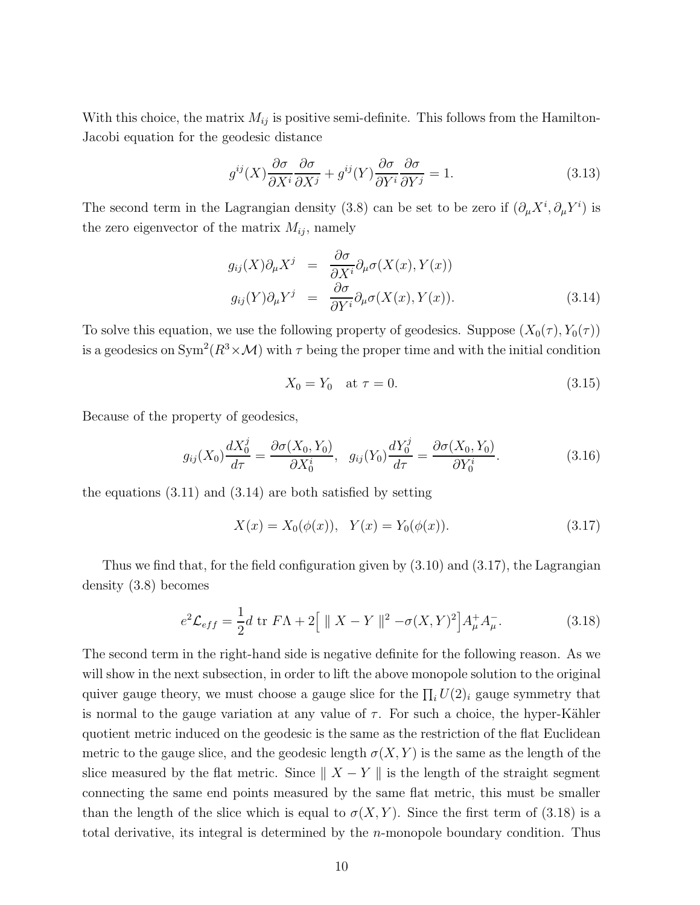With this choice, the matrix $M_{ij}$ is positive semi-definite. This follows from the Hamilton-Jacobi equation for the geodesic distance

$$g^{ij}(X)\frac{\partial\sigma}{\partial X^i}\frac{\partial\sigma}{\partial X^j} + g^{ij}(Y)\frac{\partial\sigma}{\partial Y^i}\frac{\partial\sigma}{\partial Y^j} = 1. \tag{3.13}$$

The second term in the Lagrangian density (3.8) can be set to be zero if $(\partial_\mu X^i, \partial_\mu Y^i)$ is the zero eigenvector of the matrix $M_{ij}$, namely

$$\begin{aligned} g_{ij}(X)\partial_\mu X^j &= \frac{\partial\sigma}{\partial X^i}\partial_\mu\sigma(X(x), Y(x)) \\ g_{ij}(Y)\partial_\mu Y^j &= \frac{\partial\sigma}{\partial Y^i}\partial_\mu\sigma(X(x), Y(x)). \end{aligned} \tag{3.14}$$

To solve this equation, we use the following property of geodesics. Suppose $(X_0(\tau), Y_0(\tau))$ is a geodesics on $\mathrm{Sym}^2(R^3\times\mathcal{M})$ with $\tau$ being the proper time and with the initial condition

$$X_0 = Y_0 \quad \text{at } \tau = 0. \tag{3.15}$$

Because of the property of geodesics,

$$g_{ij}(X_0)\frac{dX_0^j}{d\tau} = \frac{\partial\sigma(X_0, Y_0)}{\partial X_0^i}, \quad g_{ij}(Y_0)\frac{dY_0^j}{d\tau} = \frac{\partial\sigma(X_0, Y_0)}{\partial Y_0^i}. \tag{3.16}$$

the equations (3.11) and (3.14) are both satisfied by setting

$$X(x) = X_0(\phi(x)), \quad Y(x) = Y_0(\phi(x)). \tag{3.17}$$

Thus we find that, for the field configuration given by (3.10) and (3.17), the Lagrangian density (3.8) becomes

$$e^2\mathcal{L}_{eff} = \frac{1}{2}d\ \mathrm{tr}\ F\Lambda + 2\Big[\parallel X - Y \parallel^2 - \sigma(X, Y)^2\Big]A_\mu^+ A_\mu^-. \tag{3.18}$$

The second term in the right-hand side is negative definite for the following reason. As we will show in the next subsection, in order to lift the above monopole solution to the original quiver gauge theory, we must choose a gauge slice for the $\prod_i U(2)_i$ gauge symmetry that is normal to the gauge variation at any value of $\tau$. For such a choice, the hyper-Kähler quotient metric induced on the geodesic is the same as the restriction of the flat Euclidean metric to the gauge slice, and the geodesic length $\sigma(X, Y)$ is the same as the length of the slice measured by the flat metric. Since $\parallel X - Y \parallel$ is the length of the straight segment connecting the same end points measured by the same flat metric, this must be smaller than the length of the slice which is equal to $\sigma(X, Y)$. Since the first term of (3.18) is a total derivative, its integral is determined by the $n$-monopole boundary condition. Thus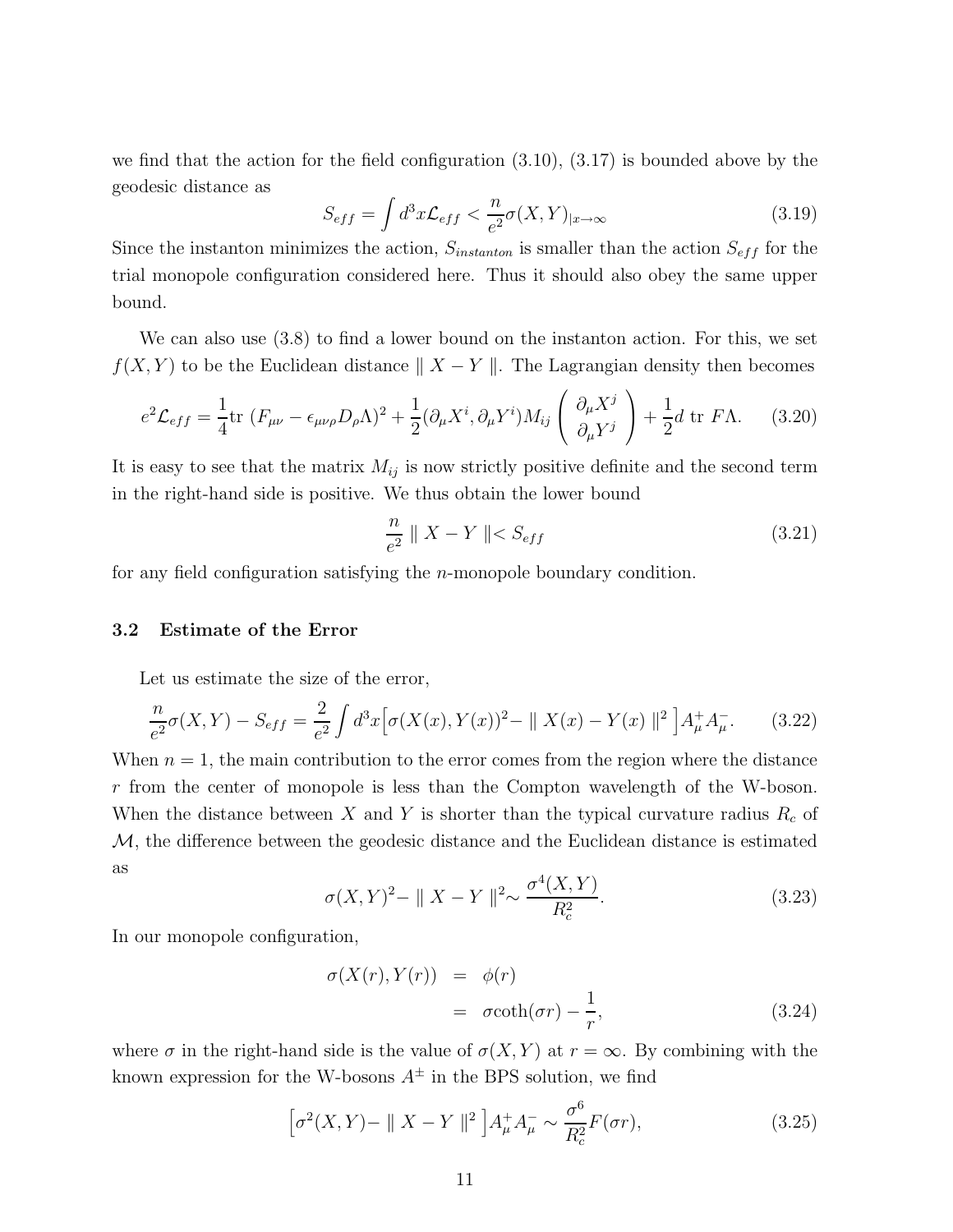we find that the action for the field configuration (3.10), (3.17) is bounded above by the geodesic distance as

$$S_{eff} = \int d^3x \mathcal{L}_{eff} < \frac{n}{e^2}\sigma(X,Y)_{|x\to\infty} \tag{3.19}$$

Since the instanton minimizes the action, $S_{instanton}$ is smaller than the action $S_{eff}$ for the trial monopole configuration considered here. Thus it should also obey the same upper bound.

We can also use (3.8) to find a lower bound on the instanton action. For this, we set $f(X,Y)$ to be the Euclidean distance $\parallel X - Y \parallel$. The Lagrangian density then becomes

$$e^2\mathcal{L}_{eff} = \frac{1}{4}\mathrm{tr}\ (F_{\mu\nu} - \epsilon_{\mu\nu\rho}D_\rho\Lambda)^2 + \frac{1}{2}(\partial_\mu X^i, \partial_\mu Y^i)M_{ij}\begin{pmatrix} \partial_\mu X^j \\ \partial_\mu Y^j \end{pmatrix} + \frac{1}{2}d\ \mathrm{tr}\ F\Lambda. \tag{3.20}$$

It is easy to see that the matrix $M_{ij}$ is now strictly positive definite and the second term in the right-hand side is positive. We thus obtain the lower bound

$$\frac{n}{e^2} \parallel X - Y \parallel < S_{eff} \tag{3.21}$$

for any field configuration satisfying the $n$-monopole boundary condition.

### 3.2 Estimate of the Error

Let us estimate the size of the error,

$$\frac{n}{e^2}\sigma(X,Y) - S_{eff} = \frac{2}{e^2}\int d^3x \Big[\sigma(X(x),Y(x))^2 - \parallel X(x) - Y(x) \parallel^2\Big] A^+_\mu A^-_\mu. \tag{3.22}$$

When $n = 1$, the main contribution to the error comes from the region where the distance $r$ from the center of monopole is less than the Compton wavelength of the W-boson. When the distance between $X$ and $Y$ is shorter than the typical curvature radius $R_c$ of $\mathcal{M}$, the difference between the geodesic distance and the Euclidean distance is estimated as

$$\sigma(X,Y)^2 - \parallel X - Y \parallel^2 \sim \frac{\sigma^4(X,Y)}{R_c^2}. \tag{3.23}$$

In our monopole configuration,

$$\begin{aligned} \sigma(X(r),Y(r)) &= \phi(r) \\ &= \sigma\coth(\sigma r) - \frac{1}{r}, \end{aligned} \tag{3.24}$$

where $\sigma$ in the right-hand side is the value of $\sigma(X,Y)$ at $r = \infty$. By combining with the known expression for the W-bosons $A^\pm$ in the BPS solution, we find

$$\Big[\sigma^2(X,Y) - \parallel X - Y \parallel^2\Big] A^+_\mu A^-_\mu \sim \frac{\sigma^6}{R_c^2}F(\sigma r), \tag{3.25}$$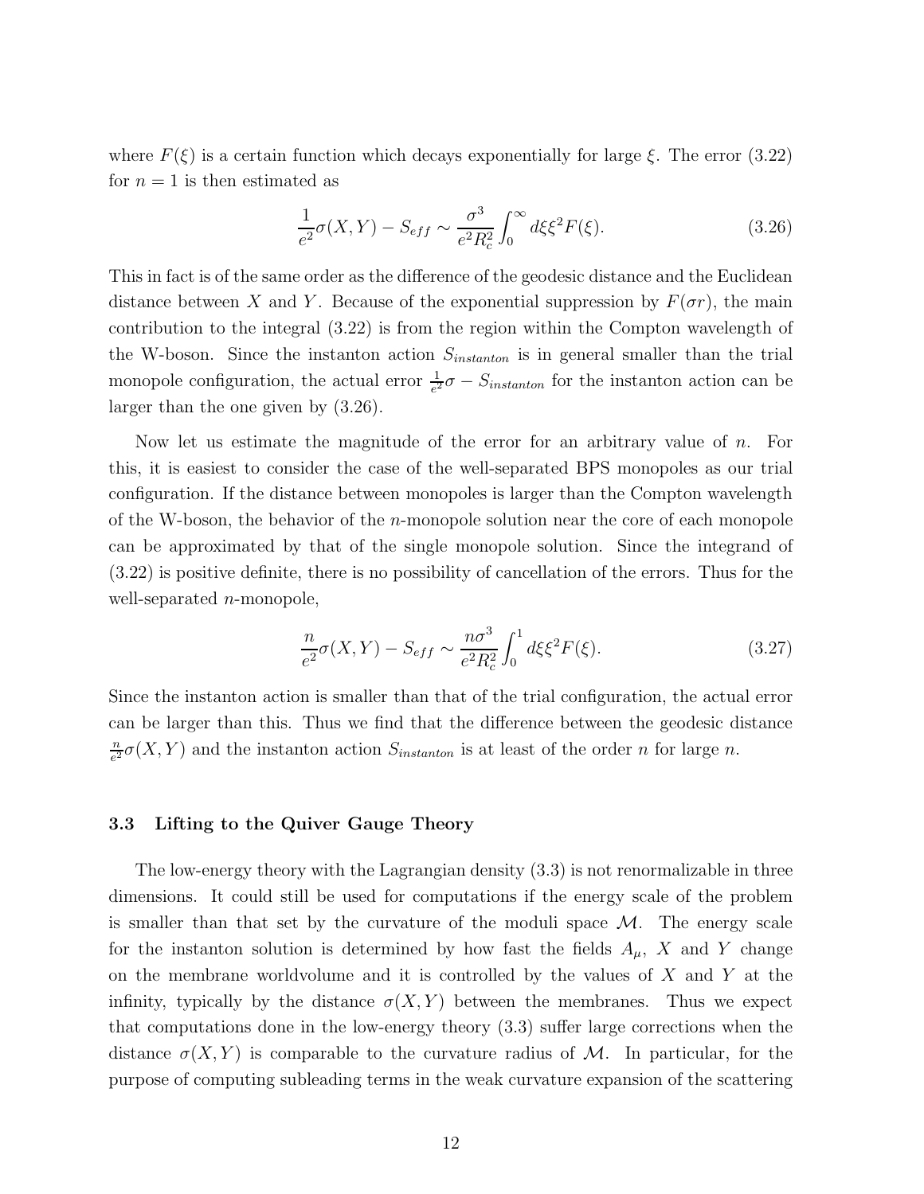where $F(\xi)$ is a certain function which decays exponentially for large $\xi$. The error (3.22) for $n = 1$ is then estimated as

$$\frac{1}{e^2}\sigma(X,Y) - S_{eff} \sim \frac{\sigma^3}{e^2 R_c^2}\int_0^\infty d\xi \xi^2 F(\xi). \tag{3.26}$$

This in fact is of the same order as the difference of the geodesic distance and the Euclidean distance between $X$ and $Y$. Because of the exponential suppression by $F(\sigma r)$, the main contribution to the integral (3.22) is from the region within the Compton wavelength of the W-boson. Since the instanton action $S_{instanton}$ is in general smaller than the trial monopole configuration, the actual error $\frac{1}{e^2}\sigma - S_{instanton}$ for the instanton action can be larger than the one given by (3.26).

Now let us estimate the magnitude of the error for an arbitrary value of $n$. For this, it is easiest to consider the case of the well-separated BPS monopoles as our trial configuration. If the distance between monopoles is larger than the Compton wavelength of the W-boson, the behavior of the $n$-monopole solution near the core of each monopole can be approximated by that of the single monopole solution. Since the integrand of (3.22) is positive definite, there is no possibility of cancellation of the errors. Thus for the well-separated $n$-monopole,

$$\frac{n}{e^2}\sigma(X,Y) - S_{eff} \sim \frac{n\sigma^3}{e^2 R_c^2}\int_0^1 d\xi \xi^2 F(\xi). \tag{3.27}$$

Since the instanton action is smaller than that of the trial configuration, the actual error can be larger than this. Thus we find that the difference between the geodesic distance $\frac{n}{e^2}\sigma(X,Y)$ and the instanton action $S_{instanton}$ is at least of the order $n$ for large $n$.

### 3.3 Lifting to the Quiver Gauge Theory

The low-energy theory with the Lagrangian density (3.3) is not renormalizable in three dimensions. It could still be used for computations if the energy scale of the problem is smaller than that set by the curvature of the moduli space $\mathcal{M}$. The energy scale for the instanton solution is determined by how fast the fields $A_\mu$, $X$ and $Y$ change on the membrane worldvolume and it is controlled by the values of $X$ and $Y$ at the infinity, typically by the distance $\sigma(X,Y)$ between the membranes. Thus we expect that computations done in the low-energy theory (3.3) suffer large corrections when the distance $\sigma(X,Y)$ is comparable to the curvature radius of $\mathcal{M}$. In particular, for the purpose of computing subleading terms in the weak curvature expansion of the scattering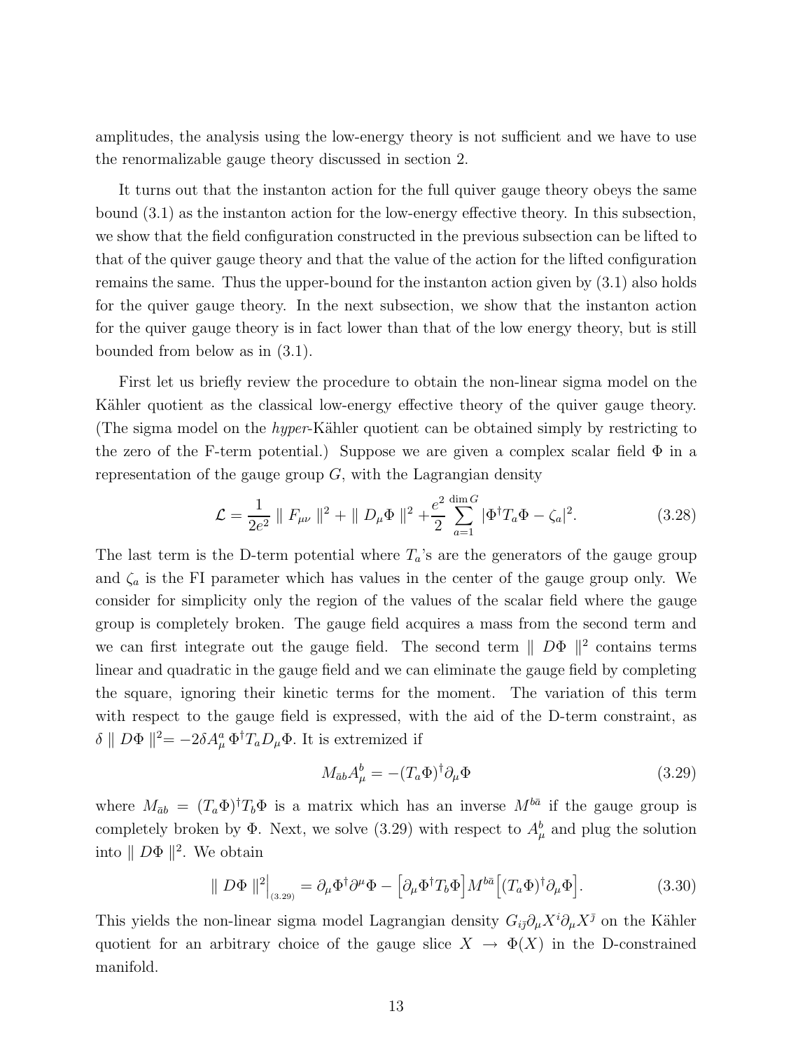amplitudes, the analysis using the low-energy theory is not sufficient and we have to use the renormalizable gauge theory discussed in section 2.

It turns out that the instanton action for the full quiver gauge theory obeys the same bound (3.1) as the instanton action for the low-energy effective theory. In this subsection, we show that the field configuration constructed in the previous subsection can be lifted to that of the quiver gauge theory and that the value of the action for the lifted configuration remains the same. Thus the upper-bound for the instanton action given by (3.1) also holds for the quiver gauge theory. In the next subsection, we show that the instanton action for the quiver gauge theory is in fact lower than that of the low energy theory, but is still bounded from below as in (3.1).

First let us briefly review the procedure to obtain the non-linear sigma model on the Kähler quotient as the classical low-energy effective theory of the quiver gauge theory. (The sigma model on the *hyper*-Kähler quotient can be obtained simply by restricting to the zero of the F-term potential.) Suppose we are given a complex scalar field $\Phi$ in a representation of the gauge group $G$, with the Lagrangian density

$$\mathcal{L} = \frac{1}{2e^2} \parallel F_{\mu\nu} \parallel^2 + \parallel D_\mu \Phi \parallel^2 + \frac{e^2}{2} \sum_{a=1}^{\dim G} |\Phi^\dagger T_a \Phi - \zeta_a|^2. \tag{3.28}$$

The last term is the D-term potential where $T_a$'s are the generators of the gauge group and $\zeta_a$ is the FI parameter which has values in the center of the gauge group only. We consider for simplicity only the region of the values of the scalar field where the gauge group is completely broken. The gauge field acquires a mass from the second term and we can first integrate out the gauge field. The second term $\parallel D\Phi \parallel^2$ contains terms linear and quadratic in the gauge field and we can eliminate the gauge field by completing the square, ignoring their kinetic terms for the moment. The variation of this term with respect to the gauge field is expressed, with the aid of the D-term constraint, as $\delta \parallel D\Phi \parallel^2 = -2\delta A_\mu^a \, \Phi^\dagger T_a D_\mu \Phi$. It is extremized if

$$M_{\bar{a}b} A_\mu^b = -(T_a\Phi)^\dagger \partial_\mu \Phi \tag{3.29}$$

where $M_{\bar{a}b} = (T_a\Phi)^\dagger T_b \Phi$ is a matrix which has an inverse $M^{b\bar{a}}$ if the gauge group is completely broken by $\Phi$. Next, we solve (3.29) with respect to $A_\mu^b$ and plug the solution into $\parallel D\Phi \parallel^2$. We obtain

$$\parallel D\Phi \parallel^2 \Big|_{(3.29)} = \partial_\mu \Phi^\dagger \partial^\mu \Phi - \Big[\partial_\mu \Phi^\dagger T_b \Phi\Big] M^{b\bar{a}} \Big[(T_a\Phi)^\dagger \partial_\mu \Phi\Big]. \tag{3.30}$$

This yields the non-linear sigma model Lagrangian density $G_{i\bar{j}} \partial_\mu X^i \partial_\mu X^{\bar{j}}$ on the Kähler quotient for an arbitrary choice of the gauge slice $X \to \Phi(X)$ in the D-constrained manifold.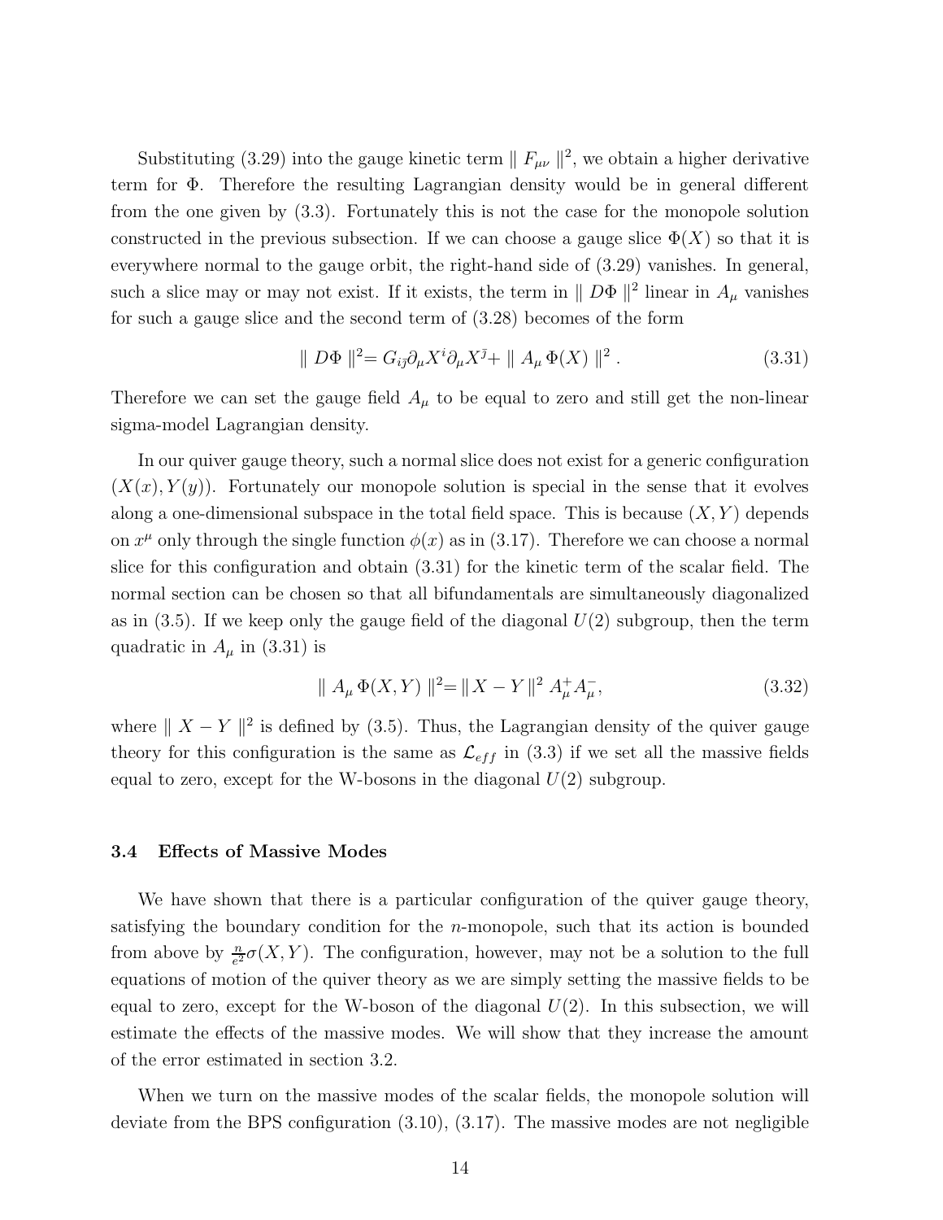Substituting (3.29) into the gauge kinetic term $\parallel F_{\mu\nu} \parallel^2$, we obtain a higher derivative term for $\Phi$. Therefore the resulting Lagrangian density would be in general different from the one given by (3.3). Fortunately this is not the case for the monopole solution constructed in the previous subsection. If we can choose a gauge slice $\Phi(X)$ so that it is everywhere normal to the gauge orbit, the right-hand side of (3.29) vanishes. In general, such a slice may or may not exist. If it exists, the term in $\parallel D\Phi \parallel^2$ linear in $A_\mu$ vanishes for such a gauge slice and the second term of (3.28) becomes of the form

$$\parallel D\Phi \parallel^2 = G_{i\bar{j}} \partial_\mu X^i \partial_\mu X^{\bar{j}} + \parallel A_\mu \, \Phi(X) \parallel^2 . \tag{3.31}$$

Therefore we can set the gauge field $A_\mu$ to be equal to zero and still get the non-linear sigma-model Lagrangian density.

In our quiver gauge theory, such a normal slice does not exist for a generic configuration $(X(x), Y(y))$. Fortunately our monopole solution is special in the sense that it evolves along a one-dimensional subspace in the total field space. This is because $(X, Y)$ depends on $x^\mu$ only through the single function $\phi(x)$ as in (3.17). Therefore we can choose a normal slice for this configuration and obtain (3.31) for the kinetic term of the scalar field. The normal section can be chosen so that all bifundamentals are simultaneously diagonalized as in (3.5). If we keep only the gauge field of the diagonal $U(2)$ subgroup, then the term quadratic in $A_\mu$ in (3.31) is

$$\parallel A_\mu \, \Phi(X, Y) \parallel^2 = \parallel X - Y \parallel^2 \, A_\mu^+ A_\mu^-, \tag{3.32}$$

where $\parallel X - Y \parallel^2$ is defined by (3.5). Thus, the Lagrangian density of the quiver gauge theory for this configuration is the same as $\mathcal{L}_{eff}$ in (3.3) if we set all the massive fields equal to zero, except for the W-bosons in the diagonal $U(2)$ subgroup.

### 3.4 Effects of Massive Modes

We have shown that there is a particular configuration of the quiver gauge theory, satisfying the boundary condition for the $n$-monopole, such that its action is bounded from above by $\frac{n}{e^2}\sigma(X, Y)$. The configuration, however, may not be a solution to the full equations of motion of the quiver theory as we are simply setting the massive fields to be equal to zero, except for the W-boson of the diagonal $U(2)$. In this subsection, we will estimate the effects of the massive modes. We will show that they increase the amount of the error estimated in section 3.2.

When we turn on the massive modes of the scalar fields, the monopole solution will deviate from the BPS configuration (3.10), (3.17). The massive modes are not negligible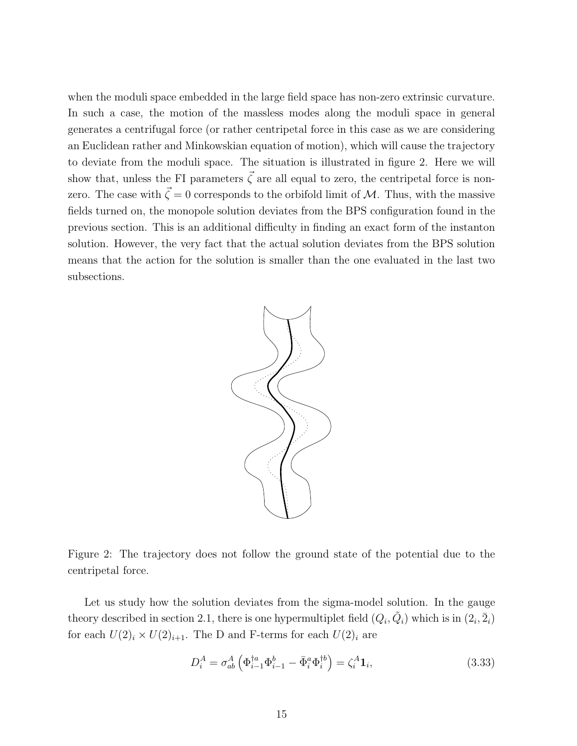when the moduli space embedded in the large field space has non-zero extrinsic curvature. In such a case, the motion of the massless modes along the moduli space in general generates a centrifugal force (or rather centripetal force in this case as we are considering an Euclidean rather and Minkowskian equation of motion), which will cause the trajectory to deviate from the moduli space. The situation is illustrated in figure 2. Here we will show that, unless the FI parameters $\vec{\zeta}$ are all equal to zero, the centripetal force is non-zero. The case with $\vec{\zeta} = 0$ corresponds to the orbifold limit of $\mathcal{M}$. Thus, with the massive fields turned on, the monopole solution deviates from the BPS configuration found in the previous section. This is an additional difficulty in finding an exact form of the instanton solution. However, the very fact that the actual solution deviates from the BPS solution means that the action for the solution is smaller than the one evaluated in the last two subsections.

Figure 2: The trajectory does not follow the ground state of the potential due to the centripetal force.

Let us study how the solution deviates from the sigma-model solution. In the gauge theory described in section 2.1, there is one hypermultiplet field $(Q_i, \tilde{Q}_i)$ which is in $(2_i, \bar{2}_i)$ for each $U(2)_i \times U(2)_{i+1}$. The D and F-terms for each $U(2)_i$ are

$$D_i^A = \sigma_{ab}^A \left( \Phi_{i-1}^{\dagger a} \Phi_{i-1}^b - \bar{\Phi}_i^a \Phi_i^{\dagger b} \right) = \zeta_i^A \mathbf{1}_i, \tag{3.33}$$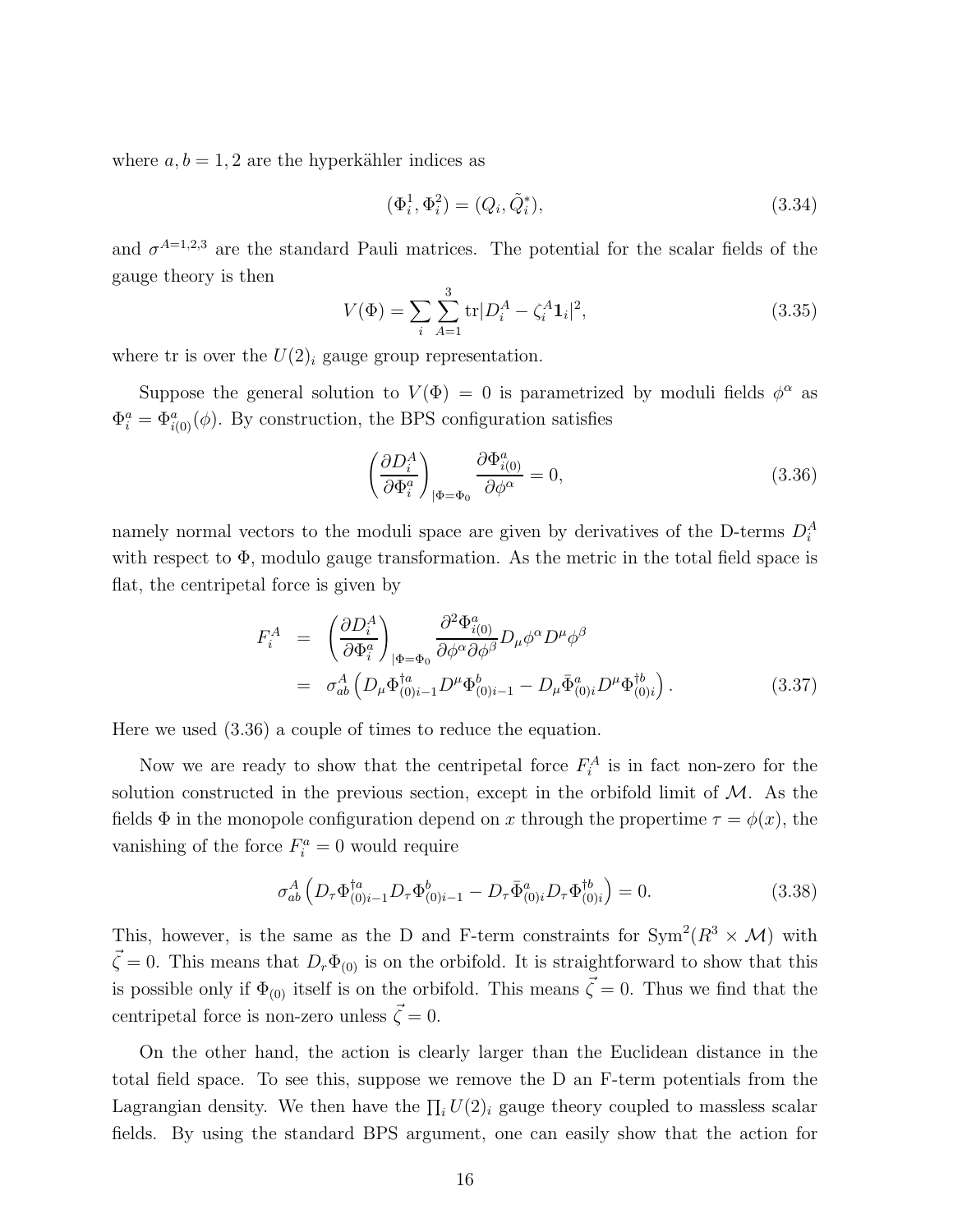where $a, b = 1, 2$ are the hyperkähler indices as

$$(\Phi_i^1, \Phi_i^2) = (Q_i, \tilde{Q}_i^*), \tag{3.34}$$

and $\sigma^{A=1,2,3}$ are the standard Pauli matrices. The potential for the scalar fields of the gauge theory is then

$$V(\Phi) = \sum_i \sum_{A=1}^{3} \mathrm{tr}|D_i^A - \zeta_i^A \mathbf{1}_i|^2, \tag{3.35}$$

where tr is over the $U(2)_i$ gauge group representation.

Suppose the general solution to $V(\Phi) = 0$ is parametrized by moduli fields $\phi^\alpha$ as $\Phi_i^a = \Phi_{i(0)}^a(\phi)$. By construction, the BPS configuration satisfies

$$\left(\frac{\partial D_i^A}{\partial \Phi_i^a}\right)_{|\Phi=\Phi_0} \frac{\partial \Phi_{i(0)}^a}{\partial \phi^\alpha} = 0, \tag{3.36}$$

namely normal vectors to the moduli space are given by derivatives of the D-terms $D_i^A$ with respect to $\Phi$, modulo gauge transformation. As the metric in the total field space is flat, the centripetal force is given by

$$\begin{aligned} F_i^A &= \left(\frac{\partial D_i^A}{\partial \Phi_i^a}\right)_{|\Phi=\Phi_0} \frac{\partial^2 \Phi_{i(0)}^a}{\partial \phi^\alpha \partial \phi^\beta} D_\mu \phi^\alpha D^\mu \phi^\beta \\ &= \sigma_{ab}^A \left( D_\mu \Phi_{(0)i-1}^{\dagger a} D^\mu \Phi_{(0)i-1}^b - D_\mu \bar{\Phi}_{(0)i}^a D^\mu \Phi_{(0)i}^{\dagger b} \right). \end{aligned} \tag{3.37}$$

Here we used (3.36) a couple of times to reduce the equation.

Now we are ready to show that the centripetal force $F_i^A$ is in fact non-zero for the solution constructed in the previous section, except in the orbifold limit of $\mathcal{M}$. As the fields $\Phi$ in the monopole configuration depend on $x$ through the propertime $\tau = \phi(x)$, the vanishing of the force $F_i^a = 0$ would require

$$\sigma_{ab}^A \left( D_\tau \Phi_{(0)i-1}^{\dagger a} D_\tau \Phi_{(0)i-1}^b - D_\tau \bar{\Phi}_{(0)i}^a D_\tau \Phi_{(0)i}^{\dagger b} \right) = 0. \tag{3.38}$$

This, however, is the same as the D and F-term constraints for $\mathrm{Sym}^2(R^3 \times \mathcal{M})$ with $\vec{\zeta} = 0$. This means that $D_r \Phi_{(0)}$ is on the orbifold. It is straightforward to show that this is possible only if $\Phi_{(0)}$ itself is on the orbifold. This means $\vec{\zeta} = 0$. Thus we find that the centripetal force is non-zero unless $\vec{\zeta} = 0$.

On the other hand, the action is clearly larger than the Euclidean distance in the total field space. To see this, suppose we remove the D an F-term potentials from the Lagrangian density. We then have the $\prod_i U(2)_i$ gauge theory coupled to massless scalar fields. By using the standard BPS argument, one can easily show that the action for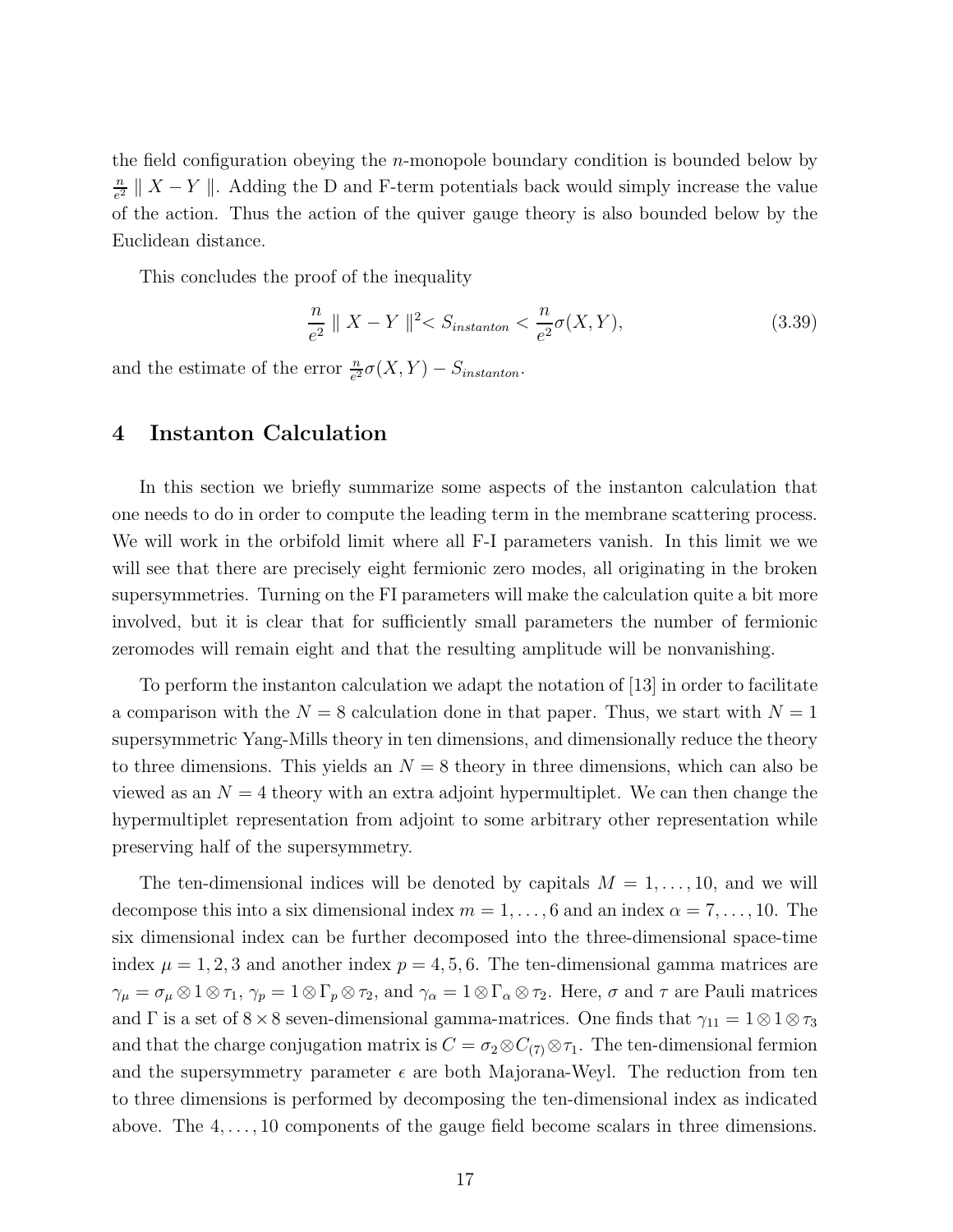the field configuration obeying the $n$-monopole boundary condition is bounded below by $\frac{n}{e^2} \parallel X - Y \parallel$. Adding the D and F-term potentials back would simply increase the value of the action. Thus the action of the quiver gauge theory is also bounded below by the Euclidean distance.

This concludes the proof of the inequality

$$\frac{n}{e^2} \parallel X - Y \parallel^2 < S_{instanton} < \frac{n}{e^2}\sigma(X, Y), \tag{3.39}$$

and the estimate of the error $\frac{n}{e^2}\sigma(X, Y) - S_{instanton}$.

# 4 Instanton Calculation

In this section we briefly summarize some aspects of the instanton calculation that one needs to do in order to compute the leading term in the membrane scattering process. We will work in the orbifold limit where all F-I parameters vanish. In this limit we we will see that there are precisely eight fermionic zero modes, all originating in the broken supersymmetries. Turning on the FI parameters will make the calculation quite a bit more involved, but it is clear that for sufficiently small parameters the number of fermionic zeromodes will remain eight and that the resulting amplitude will be nonvanishing.

To perform the instanton calculation we adapt the notation of [13] in order to facilitate a comparison with the $N = 8$ calculation done in that paper. Thus, we start with $N = 1$ supersymmetric Yang-Mills theory in ten dimensions, and dimensionally reduce the theory to three dimensions. This yields an $N = 8$ theory in three dimensions, which can also be viewed as an $N = 4$ theory with an extra adjoint hypermultiplet. We can then change the hypermultiplet representation from adjoint to some arbitrary other representation while preserving half of the supersymmetry.

The ten-dimensional indices will be denoted by capitals $M = 1, \ldots, 10$, and we will decompose this into a six dimensional index $m = 1, \ldots, 6$ and an index $\alpha = 7, \ldots, 10$. The six dimensional index can be further decomposed into the three-dimensional space-time index $\mu = 1, 2, 3$ and another index $p = 4, 5, 6$. The ten-dimensional gamma matrices are $\gamma_\mu = \sigma_\mu \otimes 1 \otimes \tau_1$, $\gamma_p = 1 \otimes \Gamma_p \otimes \tau_2$, and $\gamma_\alpha = 1 \otimes \Gamma_\alpha \otimes \tau_2$. Here, $\sigma$ and $\tau$ are Pauli matrices and $\Gamma$ is a set of $8 \times 8$ seven-dimensional gamma-matrices. One finds that $\gamma_{11} = 1 \otimes 1 \otimes \tau_3$ and that the charge conjugation matrix is $C = \sigma_2 \otimes C_{(7)} \otimes \tau_1$. The ten-dimensional fermion and the supersymmetry parameter $\epsilon$ are both Majorana-Weyl. The reduction from ten to three dimensions is performed by decomposing the ten-dimensional index as indicated above. The $4, \ldots, 10$ components of the gauge field become scalars in three dimensions.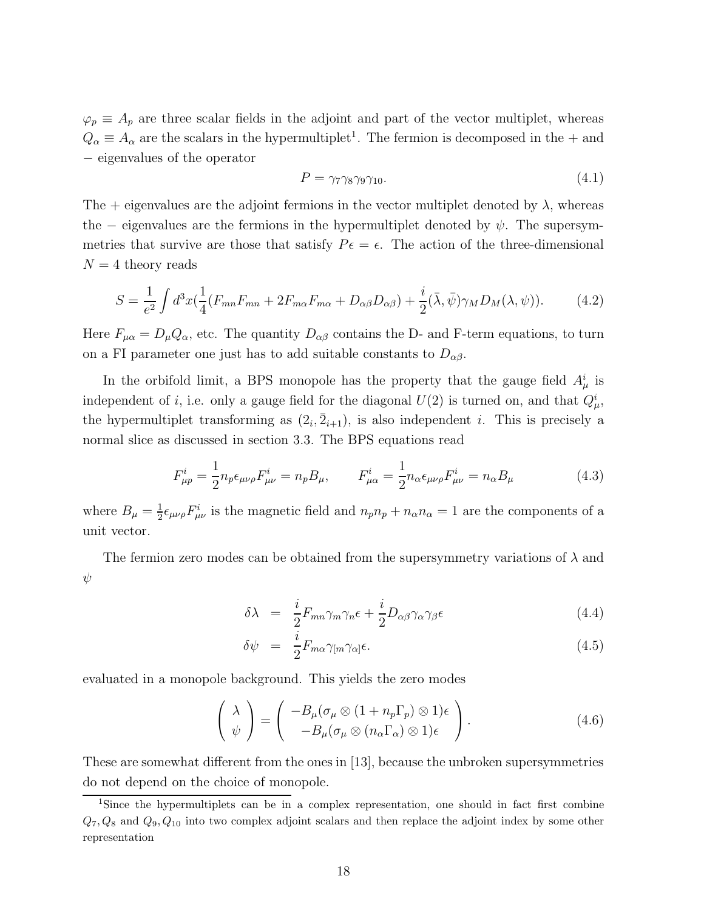$\varphi_p \equiv A_p$ are three scalar fields in the adjoint and part of the vector multiplet, whereas $Q_\alpha \equiv A_\alpha$ are the scalars in the hypermultiplet[1]. The fermion is decomposed in the $+$ and $-$ eigenvalues of the operator

$$P = \gamma_7\gamma_8\gamma_9\gamma_{10}. \tag{4.1}$$

The $+$ eigenvalues are the adjoint fermions in the vector multiplet denoted by $\lambda$, whereas the $-$ eigenvalues are the fermions in the hypermultiplet denoted by $\psi$. The supersymmetries that survive are those that satisfy $P\epsilon = \epsilon$. The action of the three-dimensional $N = 4$ theory reads

$$S = \frac{1}{e^2}\int d^3x \left(\frac{1}{4}(F_{mn}F_{mn} + 2F_{m\alpha}F_{m\alpha} + D_{\alpha\beta}D_{\alpha\beta}) + \frac{i}{2}(\bar{\lambda},\bar{\psi})\gamma_M D_M(\lambda,\psi)\right). \tag{4.2}$$

Here $F_{\mu\alpha} = D_\mu Q_\alpha$, etc. The quantity $D_{\alpha\beta}$ contains the D- and F-term equations, to turn on a FI parameter one just has to add suitable constants to $D_{\alpha\beta}$.

In the orbifold limit, a BPS monopole has the property that the gauge field $A^i_\mu$ is independent of $i$, i.e. only a gauge field for the diagonal $U(2)$ is turned on, and that $Q^i_\mu$, the hypermultiplet transforming as $(2_i, \bar{2}_{i+1})$, is also independent $i$. This is precisely a normal slice as discussed in section 3.3. The BPS equations read

$$F^i_{\mu p} = \frac{1}{2}n_p\epsilon_{\mu\nu\rho}F^i_{\mu\nu} = n_p B_\mu, \qquad F^i_{\mu\alpha} = \frac{1}{2}n_\alpha\epsilon_{\mu\nu\rho}F^i_{\mu\nu} = n_\alpha B_\mu \tag{4.3}$$

where $B_\mu = \frac{1}{2}\epsilon_{\mu\nu\rho}F^i_{\mu\nu}$ is the magnetic field and $n_p n_p + n_\alpha n_\alpha = 1$ are the components of a unit vector.

The fermion zero modes can be obtained from the supersymmetry variations of $\lambda$ and $\psi$

$$\begin{aligned} \delta\lambda &= \frac{i}{2}F_{mn}\gamma_m\gamma_n\epsilon + \frac{i}{2}D_{\alpha\beta}\gamma_\alpha\gamma_\beta\epsilon \qquad (4.4)\\ \delta\psi &= \frac{i}{2}F_{m\alpha}\gamma_{[m}\gamma_{\alpha]}\epsilon. \qquad (4.5) \end{aligned}$$

evaluated in a monopole background. This yields the zero modes

$$\begin{pmatrix} \lambda \\ \psi \end{pmatrix} = \begin{pmatrix} -B_\mu(\sigma_\mu \otimes (1 + n_p\Gamma_p) \otimes 1)\epsilon \\ -B_\mu(\sigma_\mu \otimes (n_\alpha\Gamma_\alpha) \otimes 1)\epsilon \end{pmatrix}. \tag{4.6}$$

These are somewhat different from the ones in [13], because the unbroken supersymmetries do not depend on the choice of monopole.

[1] Since the hypermultiplets can be in a complex representation, one should in fact first combine $Q_7, Q_8$ and $Q_9, Q_{10}$ into two complex adjoint scalars and then replace the adjoint index by some other representation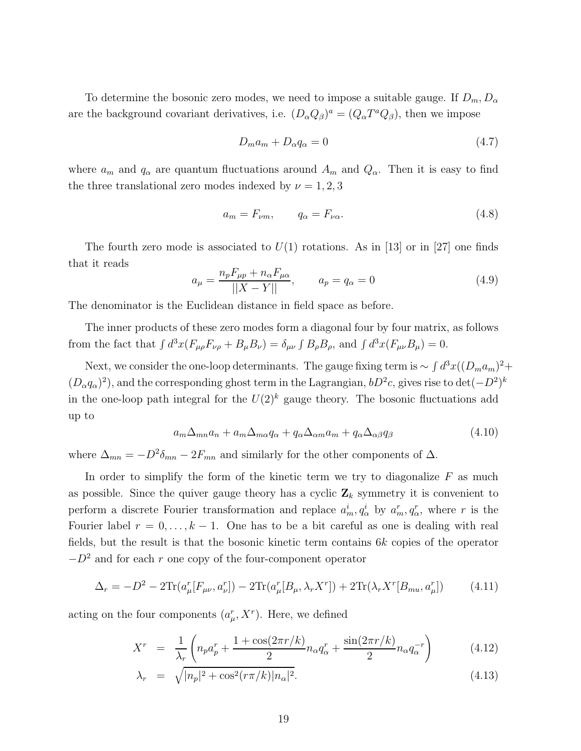To determine the bosonic zero modes, we need to impose a suitable gauge. If $D_m, D_\alpha$ are the background covariant derivatives, i.e. $(D_\alpha Q_\beta)^a = (Q_\alpha T^a Q_\beta)$, then we impose

$$D_m a_m + D_\alpha q_\alpha = 0 \tag{4.7}$$

where $a_m$ and $q_\alpha$ are quantum fluctuations around $A_m$ and $Q_\alpha$. Then it is easy to find the three translational zero modes indexed by $\nu = 1, 2, 3$

$$a_m = F_{\nu m}, \qquad q_\alpha = F_{\nu\alpha}. \tag{4.8}$$

The fourth zero mode is associated to $U(1)$ rotations. As in [13] or in [27] one finds that it reads

$$a_\mu = \frac{n_p F_{\mu p} + n_\alpha F_{\mu\alpha}}{||X - Y||}, \qquad a_p = q_\alpha = 0 \tag{4.9}$$

The denominator is the Euclidean distance in field space as before.

The inner products of these zero modes form a diagonal four by four matrix, as follows from the fact that $\int d^3x (F_{\mu\rho} F_{\nu\rho} + B_\mu B_\nu) = \delta_{\mu\nu} \int B_\rho B_\rho$, and $\int d^3x (F_{\mu\nu} B_\mu) = 0$.

Next, we consider the one-loop determinants. The gauge fixing term is $\sim \int d^3x ((D_m a_m)^2 + (D_\alpha q_\alpha)^2)$, and the corresponding ghost term in the Lagrangian, $bD^2c$, gives rise to $\det(-D^2)^k$ in the one-loop path integral for the $U(2)^k$ gauge theory. The bosonic fluctuations add up to

$$a_m \Delta_{mn} a_n + a_m \Delta_{m\alpha} q_\alpha + q_\alpha \Delta_{\alpha m} a_m + q_\alpha \Delta_{\alpha\beta} q_\beta \tag{4.10}$$

where $\Delta_{mn} = -D^2 \delta_{mn} - 2F_{mn}$ and similarly for the other components of $\Delta$.

In order to simplify the form of the kinetic term we try to diagonalize $F$ as much as possible. Since the quiver gauge theory has a cyclic $\mathbf{Z}_k$ symmetry it is convenient to perform a discrete Fourier transformation and replace $a_m^i, q_\alpha^i$ by $a_m^r, q_\alpha^r$, where $r$ is the Fourier label $r = 0, \ldots, k-1$. One has to be a bit careful as one is dealing with real fields, but the result is that the bosonic kinetic term contains $6k$ copies of the operator $-D^2$ and for each $r$ one copy of the four-component operator

$$\Delta_r = -D^2 - 2\mathrm{Tr}(a_\mu^r [F_{\mu\nu}, a_\nu^r]) - 2\mathrm{Tr}(a_\mu^r [B_\mu, \lambda_r X^r]) + 2\mathrm{Tr}(\lambda_r X^r [B_{mu}, a_\mu^r]) \tag{4.11}$$

acting on the four components $(a_\mu^r, X^r)$. Here, we defined

$$X^r = \frac{1}{\lambda_r} \left( n_p a_p^r + \frac{1 + \cos(2\pi r/k)}{2} n_\alpha q_\alpha^r + \frac{\sin(2\pi r/k)}{2} n_\alpha q_\alpha^{-r} \right) \tag{4.12}$$

$$\lambda_r = \sqrt{|n_p|^2 + \cos^2(r\pi/k) |n_\alpha|^2}. \tag{4.13}$$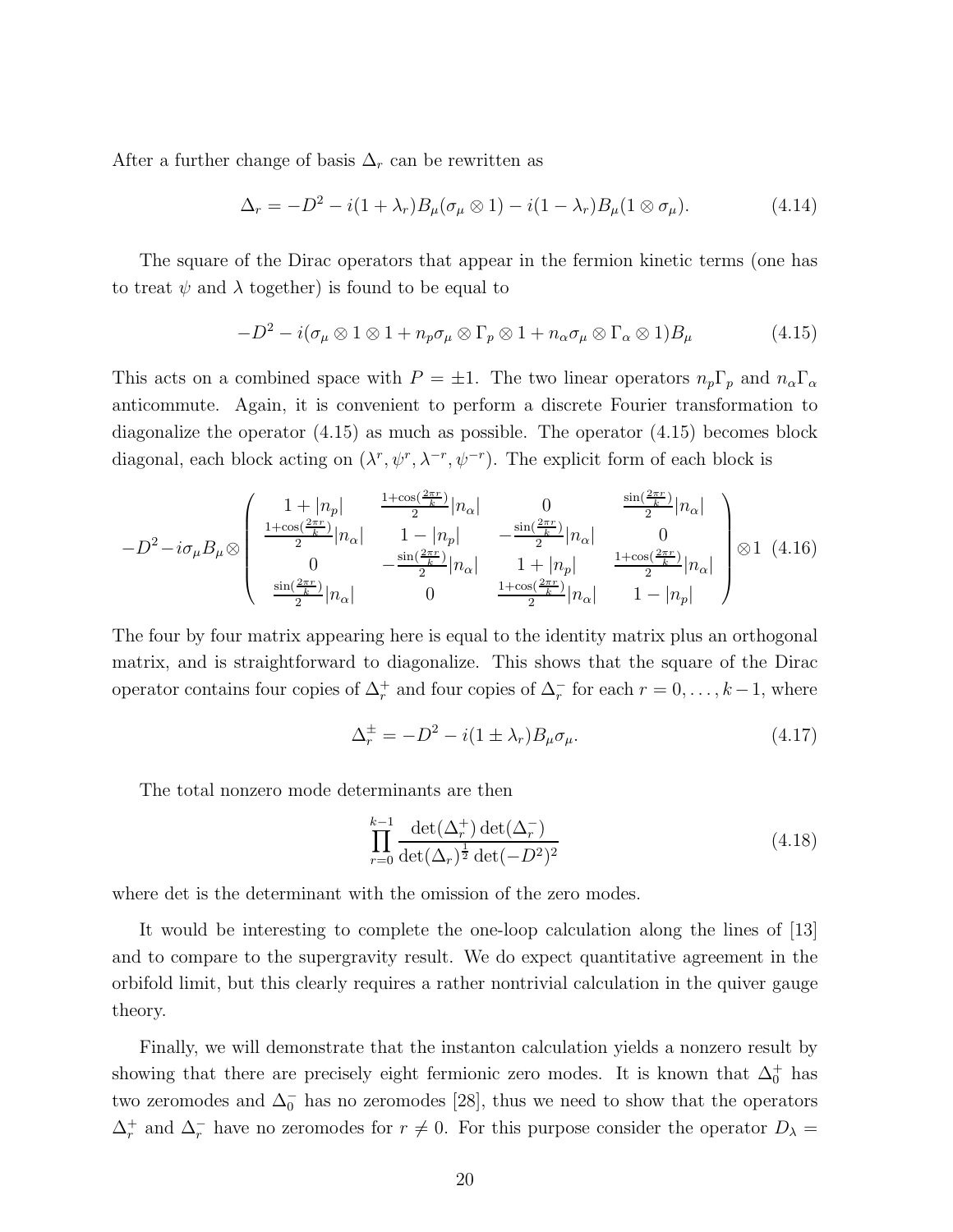After a further change of basis $\Delta_r$ can be rewritten as

$$\Delta_r = -D^2 - i(1+\lambda_r)B_\mu(\sigma_\mu \otimes 1) - i(1-\lambda_r)B_\mu(1\otimes\sigma_\mu). \tag{4.14}$$

The square of the Dirac operators that appear in the fermion kinetic terms (one has to treat $\psi$ and $\lambda$ together) is found to be equal to

$$-D^2 - i(\sigma_\mu \otimes 1 \otimes 1 + n_p \sigma_\mu \otimes \Gamma_p \otimes 1 + n_\alpha \sigma_\mu \otimes \Gamma_\alpha \otimes 1)B_\mu \tag{4.15}$$

This acts on a combined space with $P = \pm 1$. The two linear operators $n_p\Gamma_p$ and $n_\alpha\Gamma_\alpha$ anticommute. Again, it is convenient to perform a discrete Fourier transformation to diagonalize the operator (4.15) as much as possible. The operator (4.15) becomes block diagonal, each block acting on $(\lambda^r, \psi^r, \lambda^{-r}, \psi^{-r})$. The explicit form of each block is

$$-D^2 - i\sigma_\mu B_\mu \otimes \begin{pmatrix} 1+|n_p| & \frac{1+\cos(\frac{2\pi r}{k})}{2}|n_\alpha| & 0 & \frac{\sin(\frac{2\pi r}{k})}{2}|n_\alpha| \\ \frac{1+\cos(\frac{2\pi r}{k})}{2}|n_\alpha| & 1-|n_p| & -\frac{\sin(\frac{2\pi r}{k})}{2}|n_\alpha| & 0 \\ 0 & -\frac{\sin(\frac{2\pi r}{k})}{2}|n_\alpha| & 1+|n_p| & \frac{1+\cos(\frac{2\pi r}{k})}{2}|n_\alpha| \\ \frac{\sin(\frac{2\pi r}{k})}{2}|n_\alpha| & 0 & \frac{1+\cos(\frac{2\pi r}{k})}{2}|n_\alpha| & 1-|n_p| \end{pmatrix} \otimes 1 \tag{4.16}$$

The four by four matrix appearing here is equal to the identity matrix plus an orthogonal matrix, and is straightforward to diagonalize. This shows that the square of the Dirac operator contains four copies of $\Delta_r^+$ and four copies of $\Delta_r^-$ for each $r = 0, \ldots, k-1$, where

$$\Delta_r^\pm = -D^2 - i(1\pm\lambda_r)B_\mu\sigma_\mu. \tag{4.17}$$

The total nonzero mode determinants are then

$$\prod_{r=0}^{k-1} \frac{\det(\Delta_r^+)\det(\Delta_r^-)}{\det(\Delta_r)^{\frac{1}{2}}\det(-D^2)^2} \tag{4.18}$$

where det is the determinant with the omission of the zero modes.

It would be interesting to complete the one-loop calculation along the lines of [13] and to compare to the supergravity result. We do expect quantitative agreement in the orbifold limit, but this clearly requires a rather nontrivial calculation in the quiver gauge theory.

Finally, we will demonstrate that the instanton calculation yields a nonzero result by showing that there are precisely eight fermionic zero modes. It is known that $\Delta_0^+$ has two zeromodes and $\Delta_0^-$ has no zeromodes [28], thus we need to show that the operators $\Delta_r^+$ and $\Delta_r^-$ have no zeromodes for $r \neq 0$. For this purpose consider the operator $D_\lambda =$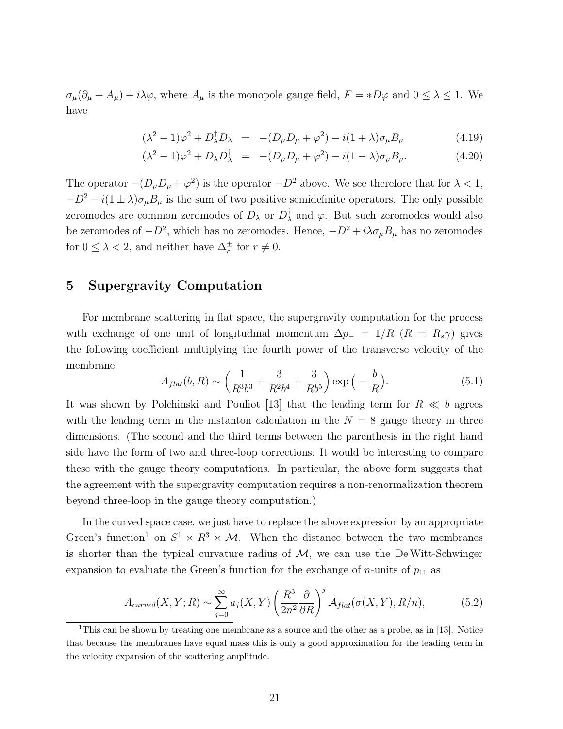$\sigma_\mu(\partial_\mu + A_\mu) + i\lambda\varphi$, where $A_\mu$ is the monopole gauge field, $F = *D\varphi$ and $0 \leq \lambda \leq 1$. We have

$$
\begin{aligned}
(\lambda^2 - 1)\varphi^2 + D_\lambda^\dagger D_\lambda &= -(D_\mu D_\mu + \varphi^2) - i(1+\lambda)\sigma_\mu B_\mu & (4.19)\\
(\lambda^2 - 1)\varphi^2 + D_\lambda D_\lambda^\dagger &= -(D_\mu D_\mu + \varphi^2) - i(1-\lambda)\sigma_\mu B_\mu. & (4.20)
\end{aligned}
$$

The operator $-(D_\mu D_\mu + \varphi^2)$ is the operator $-D^2$ above. We see therefore that for $\lambda < 1$, $-D^2 - i(1 \pm \lambda)\sigma_\mu B_\mu$ is the sum of two positive semidefinite operators. The only possible zeromodes are common zeromodes of $D_\lambda$ or $D_\lambda^\dagger$ and $\varphi$. But such zeromodes would also be zeromodes of $-D^2$, which has no zeromodes. Hence, $-D^2 + i\lambda\sigma_\mu B_\mu$ has no zeromodes for $0 \leq \lambda < 2$, and neither have $\Delta_r^\pm$ for $r \neq 0$.

## 5 Supergravity Computation

For membrane scattering in flat space, the supergravity computation for the process with exchange of one unit of longitudinal momentum $\Delta p_- = 1/R$ ($R = R_s\gamma$) gives the following coefficient multiplying the fourth power of the transverse velocity of the membrane

$$
A_{flat}(b, R) \sim \left(\frac{1}{R^3 b^3} + \frac{3}{R^2 b^4} + \frac{3}{R b^5}\right)\exp\left(-\frac{b}{R}\right). \tag{5.1}
$$

It was shown by Polchinski and Pouliot [13] that the leading term for $R \ll b$ agrees with the leading term in the instanton calculation in the $N = 8$ gauge theory in three dimensions. (The second and the third terms between the parenthesis in the right hand side have the form of two and three-loop corrections. It would be interesting to compare these with the gauge theory computations. In particular, the above form suggests that the agreement with the supergravity computation requires a non-renormalization theorem beyond three-loop in the gauge theory computation.)

In the curved space case, we just have to replace the above expression by an appropriate Green's function[1] on $S^1 \times R^3 \times \mathcal{M}$. When the distance between the two membranes is shorter than the typical curvature radius of $\mathcal{M}$, we can use the De Witt-Schwinger expansion to evaluate the Green's function for the exchange of $n$-units of $p_{11}$ as

$$
A_{curved}(X, Y; R) \sim \sum_{j=0}^{\infty} a_j(X, Y)\left(\frac{R^3}{2n^2}\frac{\partial}{\partial R}\right)^j \mathcal{A}_{flat}(\sigma(X, Y), R/n), \tag{5.2}
$$

[1] This can be shown by treating one membrane as a source and the other as a probe, as in [13]. Notice that because the membranes have equal mass this is only a good approximation for the leading term in the velocity expansion of the scattering amplitude.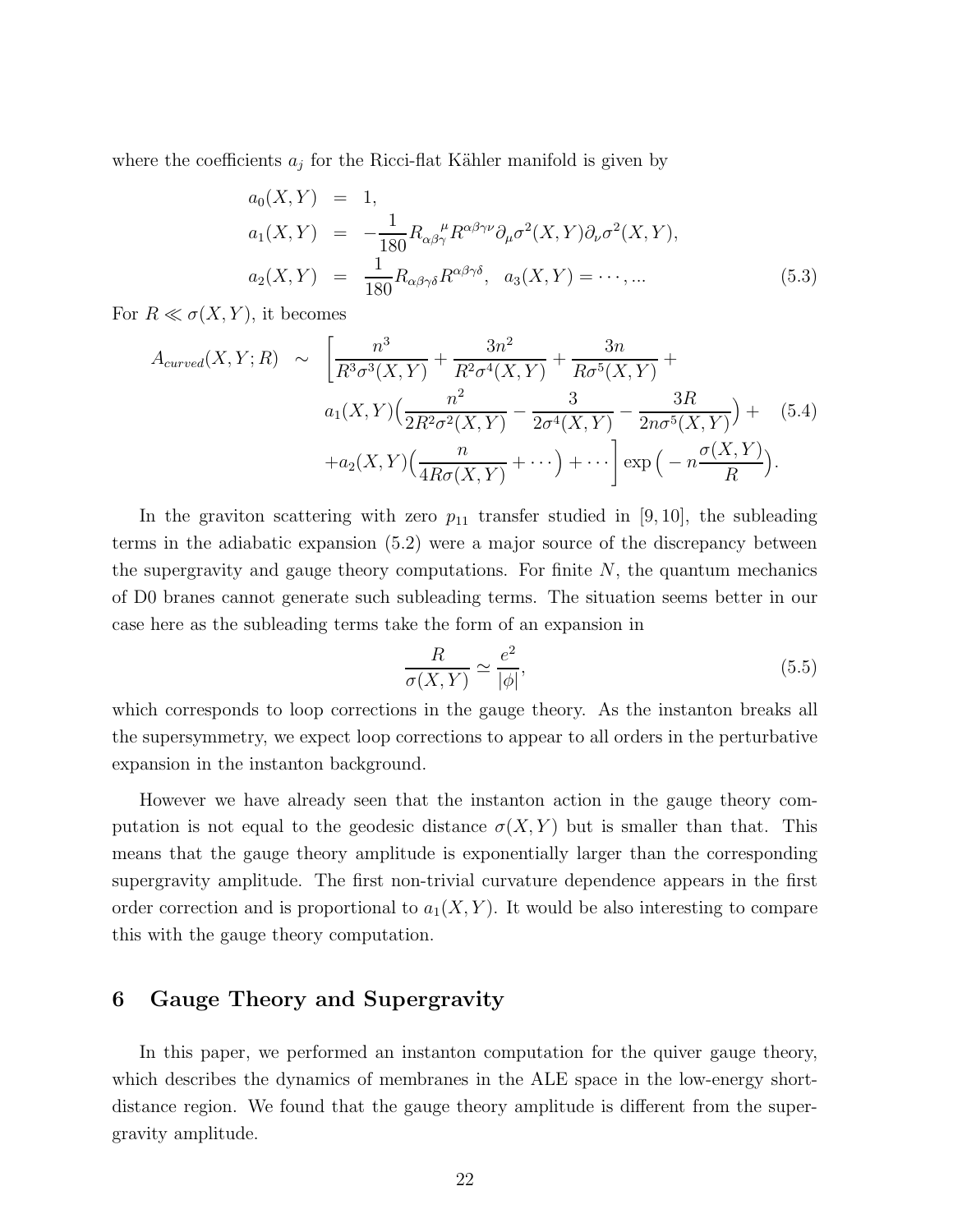where the coefficients $a_j$ for the Ricci-flat Kähler manifold is given by

$$
\begin{aligned}
a_0(X,Y) &= 1, \\
a_1(X,Y) &= -\frac{1}{180} R_{\alpha\beta\gamma}{}^{\mu} R^{\alpha\beta\gamma\nu} \partial_\mu \sigma^2(X,Y) \partial_\nu \sigma^2(X,Y), \\
a_2(X,Y) &= \frac{1}{180} R_{\alpha\beta\gamma\delta} R^{\alpha\beta\gamma\delta}, \quad a_3(X,Y) = \cdots, ...
\end{aligned}
\tag{5.3}
$$

For $R \ll \sigma(X,Y)$, it becomes

$$
\begin{aligned}
A_{curved}(X,Y;R) \sim & \Bigg[ \frac{n^3}{R^3 \sigma^3(X,Y)} + \frac{3n^2}{R^2 \sigma^4(X,Y)} + \frac{3n}{R \sigma^5(X,Y)} + \\
& a_1(X,Y) \Big( \frac{n^2}{2R^2 \sigma^2(X,Y)} - \frac{3}{2\sigma^4(X,Y)} - \frac{3R}{2n\sigma^5(X,Y)} \Big) + \\
& + a_2(X,Y) \Big( \frac{n}{4R\sigma(X,Y)} + \cdots \Big) + \cdots \Bigg] \exp\Big( -n \frac{\sigma(X,Y)}{R} \Big).
\end{aligned}
\tag{5.4}
$$

In the graviton scattering with zero $p_{11}$ transfer studied in [9, 10], the subleading terms in the adiabatic expansion (5.2) were a major source of the discrepancy between the supergravity and gauge theory computations. For finite $N$, the quantum mechanics of D0 branes cannot generate such subleading terms. The situation seems better in our case here as the subleading terms take the form of an expansion in

$$
\frac{R}{\sigma(X,Y)} \simeq \frac{e^2}{|\phi|},
\tag{5.5}
$$

which corresponds to loop corrections in the gauge theory. As the instanton breaks all the supersymmetry, we expect loop corrections to appear to all orders in the perturbative expansion in the instanton background.

However we have already seen that the instanton action in the gauge theory computation is not equal to the geodesic distance $\sigma(X,Y)$ but is smaller than that. This means that the gauge theory amplitude is exponentially larger than the corresponding supergravity amplitude. The first non-trivial curvature dependence appears in the first order correction and is proportional to $a_1(X,Y)$. It would be also interesting to compare this with the gauge theory computation.

## 6 Gauge Theory and Supergravity

In this paper, we performed an instanton computation for the quiver gauge theory, which describes the dynamics of membranes in the ALE space in the low-energy short-distance region. We found that the gauge theory amplitude is different from the supergravity amplitude.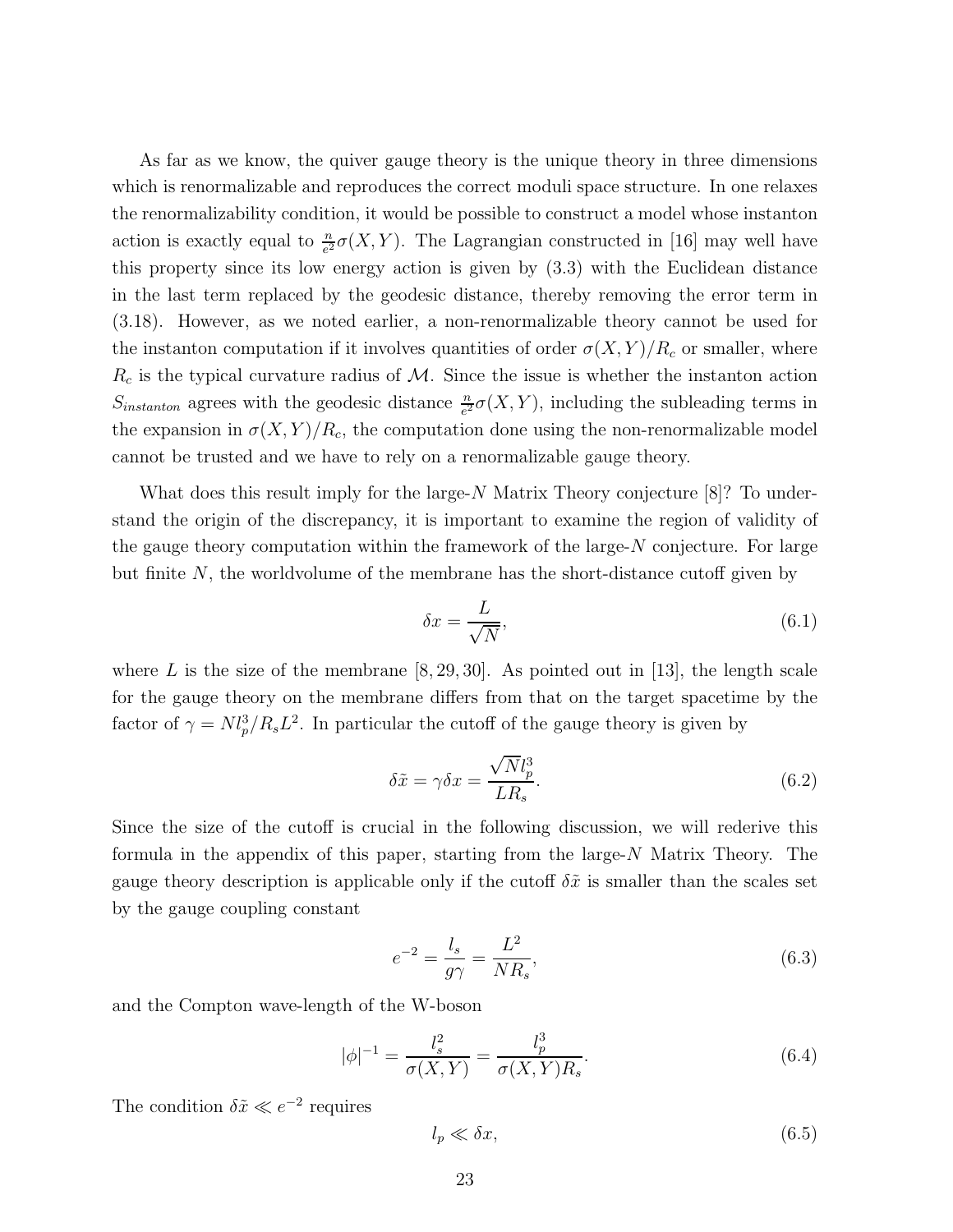As far as we know, the quiver gauge theory is the unique theory in three dimensions which is renormalizable and reproduces the correct moduli space structure. In one relaxes the renormalizability condition, it would be possible to construct a model whose instanton action is exactly equal to $\frac{n}{e^2}\sigma(X,Y)$. The Lagrangian constructed in [16] may well have this property since its low energy action is given by (3.3) with the Euclidean distance in the last term replaced by the geodesic distance, thereby removing the error term in (3.18). However, as we noted earlier, a non-renormalizable theory cannot be used for the instanton computation if it involves quantities of order $\sigma(X,Y)/R_c$ or smaller, where $R_c$ is the typical curvature radius of $\mathcal{M}$. Since the issue is whether the instanton action $S_{instanton}$ agrees with the geodesic distance $\frac{n}{e^2}\sigma(X,Y)$, including the subleading terms in the expansion in $\sigma(X,Y)/R_c$, the computation done using the non-renormalizable model cannot be trusted and we have to rely on a renormalizable gauge theory.

What does this result imply for the large-$N$ Matrix Theory conjecture [8]? To understand the origin of the discrepancy, it is important to examine the region of validity of the gauge theory computation within the framework of the large-$N$ conjecture. For large but finite $N$, the worldvolume of the membrane has the short-distance cutoff given by

$$\delta x = \frac{L}{\sqrt{N}}, \tag{6.1}$$

where $L$ is the size of the membrane [8, 29, 30]. As pointed out in [13], the length scale for the gauge theory on the membrane differs from that on the target spacetime by the factor of $\gamma = Nl_p^3/R_sL^2$. In particular the cutoff of the gauge theory is given by

$$\delta\tilde{x} = \gamma\delta x = \frac{\sqrt{N}l_p^3}{LR_s}. \tag{6.2}$$

Since the size of the cutoff is crucial in the following discussion, we will rederive this formula in the appendix of this paper, starting from the large-$N$ Matrix Theory. The gauge theory description is applicable only if the cutoff $\delta\tilde{x}$ is smaller than the scales set by the gauge coupling constant

$$e^{-2} = \frac{l_s}{g\gamma} = \frac{L^2}{NR_s}, \tag{6.3}$$

and the Compton wave-length of the W-boson

$$|\phi|^{-1} = \frac{l_s^2}{\sigma(X,Y)} = \frac{l_p^3}{\sigma(X,Y)R_s}. \tag{6.4}$$

The condition $\delta\tilde{x} \ll e^{-2}$ requires

$$l_p \ll \delta x, \tag{6.5}$$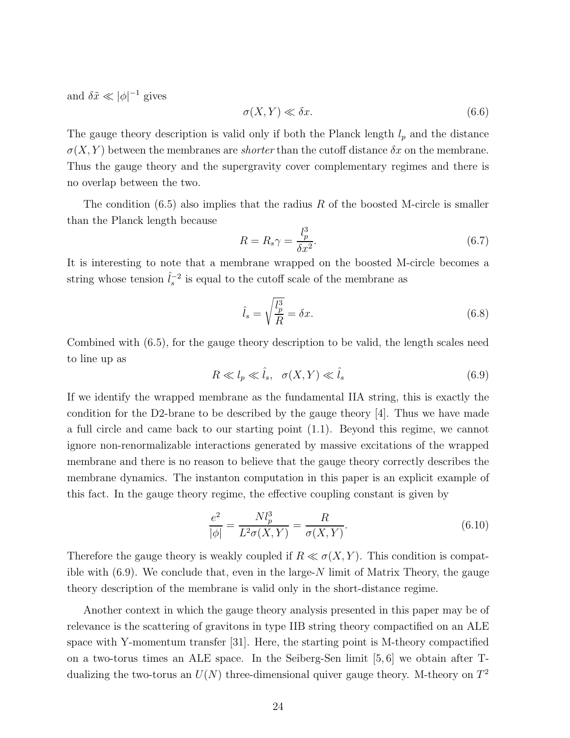and $\delta\tilde{x} \ll |\phi|^{-1}$ gives

$$\sigma(X,Y) \ll \delta x. \tag{6.6}$$

The gauge theory description is valid only if both the Planck length $l_p$ and the distance $\sigma(X,Y)$ between the membranes are *shorter* than the cutoff distance $\delta x$ on the membrane. Thus the gauge theory and the supergravity cover complementary regimes and there is no overlap between the two.

The condition (6.5) also implies that the radius $R$ of the boosted M-circle is smaller than the Planck length because

$$R = R_s \gamma = \frac{l_p^3}{\delta x^2}. \tag{6.7}$$

It is interesting to note that a membrane wrapped on the boosted M-circle becomes a string whose tension $\hat{l}_s^{-2}$ is equal to the cutoff scale of the membrane as

$$\hat{l}_s = \sqrt{\frac{l_p^3}{R}} = \delta x. \tag{6.8}$$

Combined with (6.5), for the gauge theory description to be valid, the length scales need to line up as

$$R \ll l_p \ll \hat{l}_s, \quad \sigma(X,Y) \ll \hat{l}_s \tag{6.9}$$

If we identify the wrapped membrane as the fundamental IIA string, this is exactly the condition for the D2-brane to be described by the gauge theory [4]. Thus we have made a full circle and came back to our starting point (1.1). Beyond this regime, we cannot ignore non-renormalizable interactions generated by massive excitations of the wrapped membrane and there is no reason to believe that the gauge theory correctly describes the membrane dynamics. The instanton computation in this paper is an explicit example of this fact. In the gauge theory regime, the effective coupling constant is given by

$$\frac{e^2}{|\phi|} = \frac{N l_p^3}{L^2 \sigma(X,Y)} = \frac{R}{\sigma(X,Y)}. \tag{6.10}$$

Therefore the gauge theory is weakly coupled if $R \ll \sigma(X,Y)$. This condition is compatible with (6.9). We conclude that, even in the large-$N$ limit of Matrix Theory, the gauge theory description of the membrane is valid only in the short-distance regime.

Another context in which the gauge theory analysis presented in this paper may be of relevance is the scattering of gravitons in type IIB string theory compactified on an ALE space with Y-momentum transfer [31]. Here, the starting point is M-theory compactified on a two-torus times an ALE space. In the Seiberg-Sen limit [5, 6] we obtain after T-dualizing the two-torus an $U(N)$ three-dimensional quiver gauge theory. M-theory on $T^2$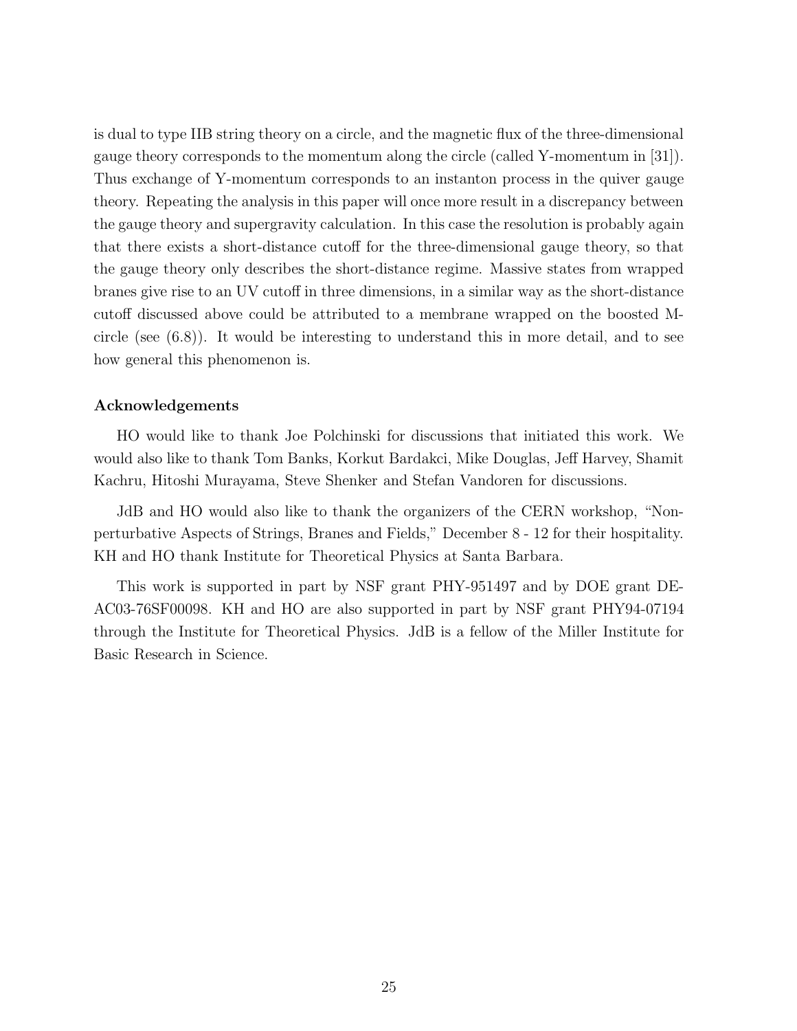is dual to type IIB string theory on a circle, and the magnetic flux of the three-dimensional gauge theory corresponds to the momentum along the circle (called Y-momentum in [31]). Thus exchange of Y-momentum corresponds to an instanton process in the quiver gauge theory. Repeating the analysis in this paper will once more result in a discrepancy between the gauge theory and supergravity calculation. In this case the resolution is probably again that there exists a short-distance cutoff for the three-dimensional gauge theory, so that the gauge theory only describes the short-distance regime. Massive states from wrapped branes give rise to an UV cutoff in three dimensions, in a similar way as the short-distance cutoff discussed above could be attributed to a membrane wrapped on the boosted M-circle (see (6.8)). It would be interesting to understand this in more detail, and to see how general this phenomenon is.

### Acknowledgements

HO would like to thank Joe Polchinski for discussions that initiated this work. We would also like to thank Tom Banks, Korkut Bardakci, Mike Douglas, Jeff Harvey, Shamit Kachru, Hitoshi Murayama, Steve Shenker and Stefan Vandoren for discussions.

JdB and HO would also like to thank the organizers of the CERN workshop, "Non-perturbative Aspects of Strings, Branes and Fields," December 8 - 12 for their hospitality. KH and HO thank Institute for Theoretical Physics at Santa Barbara.

This work is supported in part by NSF grant PHY-951497 and by DOE grant DE-AC03-76SF00098. KH and HO are also supported in part by NSF grant PHY94-07194 through the Institute for Theoretical Physics. JdB is a fellow of the Miller Institute for Basic Research in Science.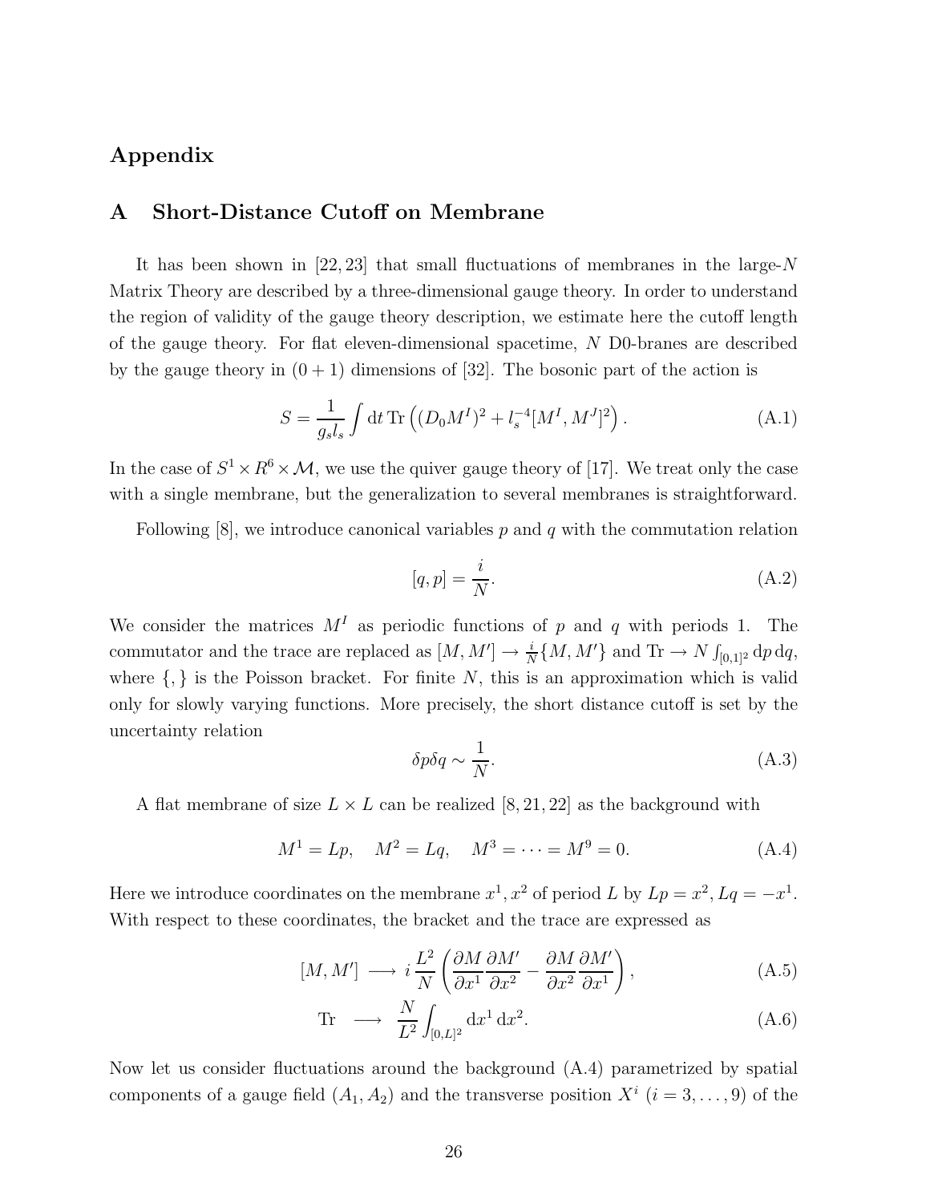# Appendix

## A Short-Distance Cutoff on Membrane

It has been shown in [22, 23] that small fluctuations of membranes in the large-$N$ Matrix Theory are described by a three-dimensional gauge theory. In order to understand the region of validity of the gauge theory description, we estimate here the cutoff length of the gauge theory. For flat eleven-dimensional spacetime, $N$ D0-branes are described by the gauge theory in $(0+1)$ dimensions of [32]. The bosonic part of the action is

$$S = \frac{1}{g_s l_s} \int \mathrm{d}t \, \mathrm{Tr} \left( (D_0 M^I)^2 + l_s^{-4} [M^I, M^J]^2 \right). \tag{A.1}$$

In the case of $S^1 \times R^6 \times \mathcal{M}$, we use the quiver gauge theory of [17]. We treat only the case with a single membrane, but the generalization to several membranes is straightforward.

Following [8], we introduce canonical variables $p$ and $q$ with the commutation relation

$$[q, p] = \frac{i}{N}. \tag{A.2}$$

We consider the matrices $M^I$ as periodic functions of $p$ and $q$ with periods 1. The commutator and the trace are replaced as $[M, M'] \to \frac{i}{N}\{M, M'\}$ and $\mathrm{Tr} \to N \int_{[0,1]^2} \mathrm{d}p \, \mathrm{d}q$, where $\{,\}$ is the Poisson bracket. For finite $N$, this is an approximation which is valid only for slowly varying functions. More precisely, the short distance cutoff is set by the uncertainty relation

$$\delta p \delta q \sim \frac{1}{N}. \tag{A.3}$$

A flat membrane of size $L \times L$ can be realized [8, 21, 22] as the background with

$$M^1 = Lp, \quad M^2 = Lq, \quad M^3 = \cdots = M^9 = 0. \tag{A.4}$$

Here we introduce coordinates on the membrane $x^1, x^2$ of period $L$ by $Lp = x^2, Lq = -x^1$. With respect to these coordinates, the bracket and the trace are expressed as

$$[M, M'] \longrightarrow i \frac{L^2}{N} \left( \frac{\partial M}{\partial x^1} \frac{\partial M'}{\partial x^2} - \frac{\partial M}{\partial x^2} \frac{\partial M'}{\partial x^1} \right), \tag{A.5}$$

$$\mathrm{Tr} \longrightarrow \frac{N}{L^2} \int_{[0,L]^2} \mathrm{d}x^1 \, \mathrm{d}x^2. \tag{A.6}$$

Now let us consider fluctuations around the background (A.4) parametrized by spatial components of a gauge field $(A_1, A_2)$ and the transverse position $X^i$ $(i = 3, \ldots, 9)$ of the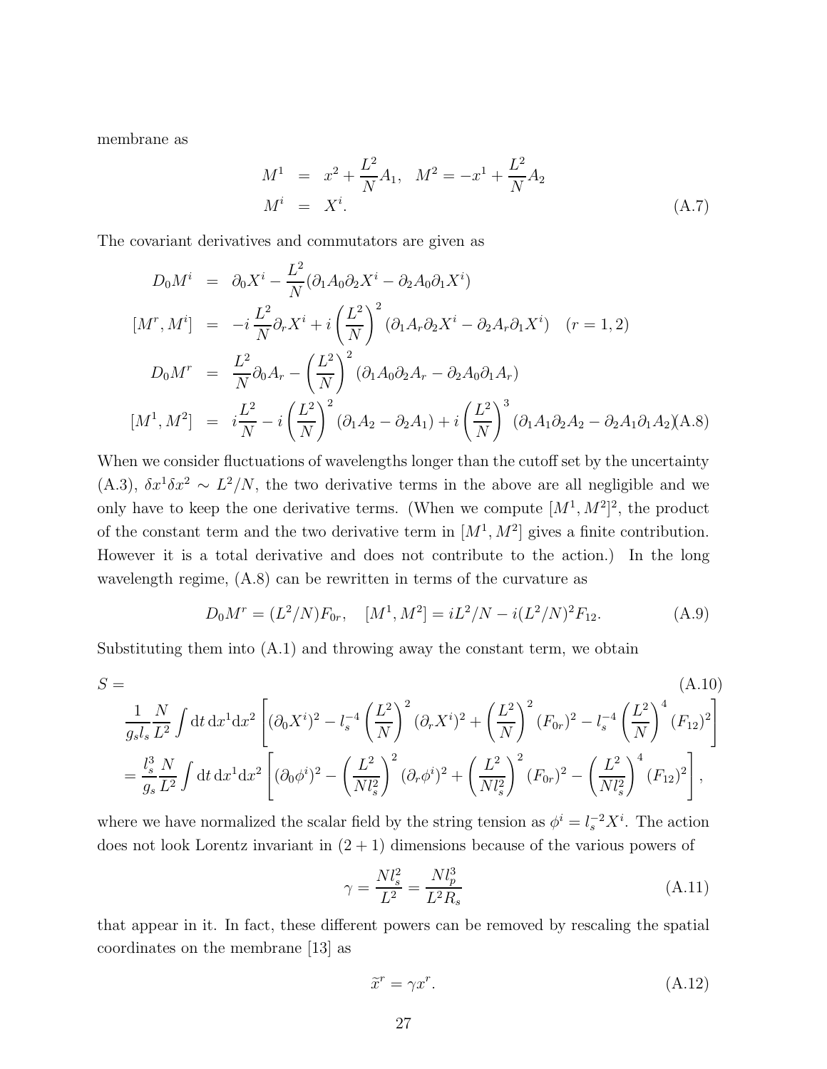membrane as

$$
\begin{aligned}
M^1 &= x^2 + \frac{L^2}{N}A_1, \quad M^2 = -x^1 + \frac{L^2}{N}A_2 \\
M^i &= X^i.
\end{aligned}
\tag{A.7}
$$

The covariant derivatives and commutators are given as

$$
\begin{aligned}
D_0 M^i &= \partial_0 X^i - \frac{L^2}{N}(\partial_1 A_0 \partial_2 X^i - \partial_2 A_0 \partial_1 X^i) \\
[M^r, M^i] &= -i\frac{L^2}{N}\partial_r X^i + i\left(\frac{L^2}{N}\right)^2 (\partial_1 A_r \partial_2 X^i - \partial_2 A_r \partial_1 X^i) \quad (r=1,2) \\
D_0 M^r &= \frac{L^2}{N}\partial_0 A_r - \left(\frac{L^2}{N}\right)^2 (\partial_1 A_0 \partial_2 A_r - \partial_2 A_0 \partial_1 A_r) \\
[M^1, M^2] &= i\frac{L^2}{N} - i\left(\frac{L^2}{N}\right)^2 (\partial_1 A_2 - \partial_2 A_1) + i\left(\frac{L^2}{N}\right)^3 (\partial_1 A_1 \partial_2 A_2 - \partial_2 A_1 \partial_1 A_2)
\end{aligned}
\tag{A.8}
$$

When we consider fluctuations of wavelengths longer than the cutoff set by the uncertainty (A.3), $\delta x^1 \delta x^2 \sim L^2/N$, the two derivative terms in the above are all negligible and we only have to keep the one derivative terms. (When we compute $[M^1, M^2]^2$, the product of the constant term and the two derivative term in $[M^1, M^2]$ gives a finite contribution. However it is a total derivative and does not contribute to the action.) In the long wavelength regime, (A.8) can be rewritten in terms of the curvature as

$$
D_0 M^r = (L^2/N) F_{0r}, \quad [M^1, M^2] = iL^2/N - i(L^2/N)^2 F_{12}. \tag{A.9}
$$

Substituting them into (A.1) and throwing away the constant term, we obtain

$$
\begin{aligned}
S = & \\
& \frac{1}{g_s l_s}\frac{N}{L^2}\int \mathrm{d}t\, \mathrm{d}x^1 \mathrm{d}x^2 \left[(\partial_0 X^i)^2 - l_s^{-4}\left(\frac{L^2}{N}\right)^2 (\partial_r X^i)^2 + \left(\frac{L^2}{N}\right)^2 (F_{0r})^2 - l_s^{-4}\left(\frac{L^2}{N}\right)^4 (F_{12})^2\right] \\
&= \frac{l_s^3}{g_s}\frac{N}{L^2}\int \mathrm{d}t\, \mathrm{d}x^1 \mathrm{d}x^2 \left[(\partial_0 \phi^i)^2 - \left(\frac{L^2}{N l_s^2}\right)^2 (\partial_r \phi^i)^2 + \left(\frac{L^2}{N l_s^2}\right)^2 (F_{0r})^2 - \left(\frac{L^2}{N l_s^2}\right)^4 (F_{12})^2\right],
\end{aligned}
\tag{A.10}
$$

where we have normalized the scalar field by the string tension as $\phi^i = l_s^{-2} X^i$. The action does not look Lorentz invariant in $(2+1)$ dimensions because of the various powers of

$$
\gamma = \frac{N l_s^2}{L^2} = \frac{N l_p^3}{L^2 R_s} \tag{A.11}
$$

that appear in it. In fact, these different powers can be removed by rescaling the spatial coordinates on the membrane [13] as

$$
\tilde{x}^r = \gamma x^r. \tag{A.12}
$$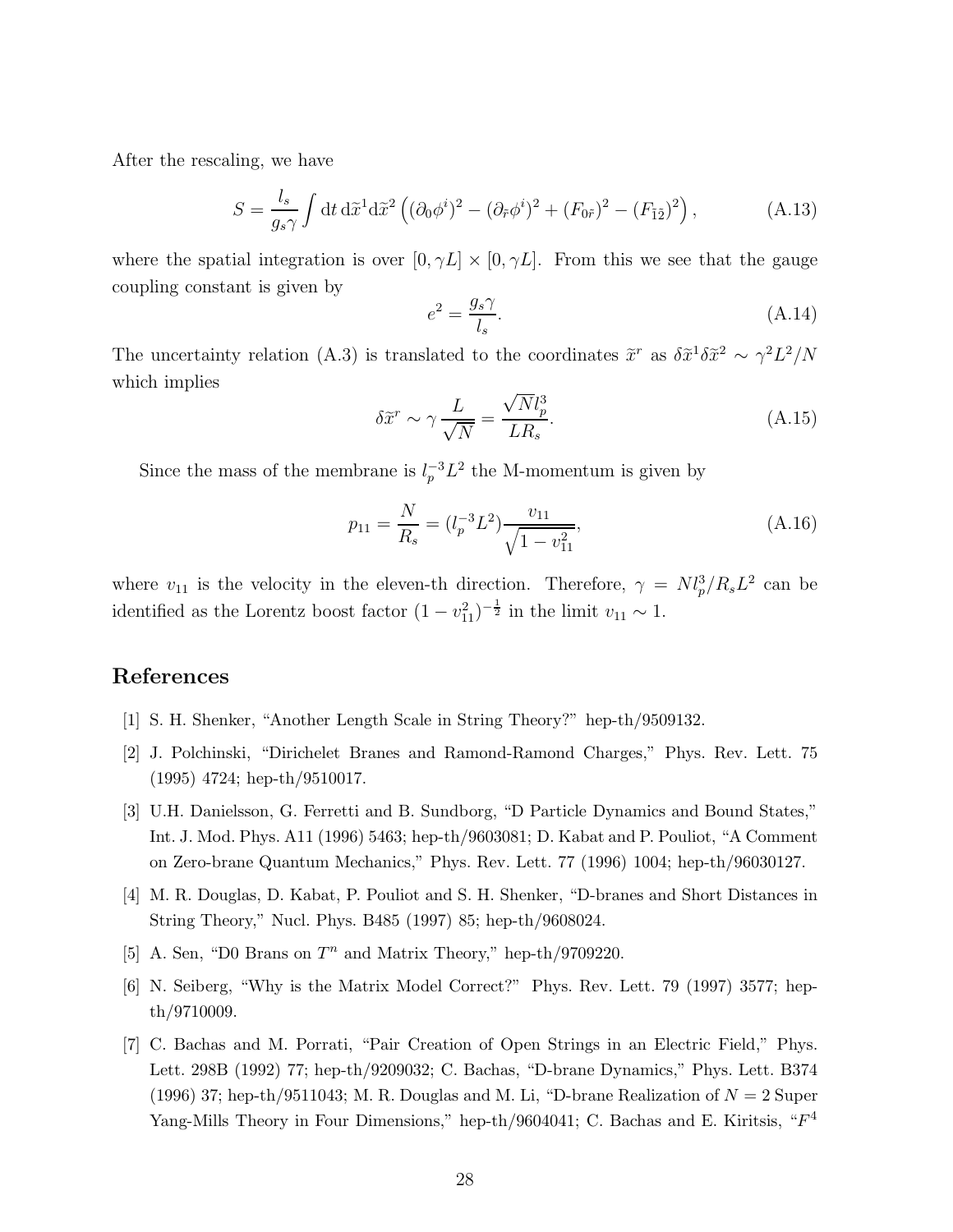After the rescaling, we have

$$S = \frac{l_s}{g_s \gamma} \int \mathrm{d}t \, \mathrm{d}\widetilde{x}^1 \mathrm{d}\widetilde{x}^2 \left( (\partial_0 \phi^i)^2 - (\partial_{\widetilde{r}} \phi^i)^2 + (F_{0\widetilde{r}})^2 - (F_{\widetilde{1}\widetilde{2}})^2 \right), \tag{A.13}$$

where the spatial integration is over $[0, \gamma L] \times [0, \gamma L]$. From this we see that the gauge coupling constant is given by

$$e^2 = \frac{g_s \gamma}{l_s}. \tag{A.14}$$

The uncertainty relation (A.3) is translated to the coordinates $\widetilde{x}^r$ as $\delta\widetilde{x}^1 \delta\widetilde{x}^2 \sim \gamma^2 L^2/N$ which implies

$$\delta\widetilde{x}^r \sim \gamma \frac{L}{\sqrt{N}} = \frac{\sqrt{N} l_p^3}{L R_s}. \tag{A.15}$$

Since the mass of the membrane is $l_p^{-3} L^2$ the M-momentum is given by

$$p_{11} = \frac{N}{R_s} = (l_p^{-3} L^2) \frac{v_{11}}{\sqrt{1 - v_{11}^2}}, \tag{A.16}$$

where $v_{11}$ is the velocity in the eleven-th direction. Therefore, $\gamma = N l_p^3 / R_s L^2$ can be identified as the Lorentz boost factor $(1 - v_{11}^2)^{-\frac{1}{2}}$ in the limit $v_{11} \sim 1$.

## References

[1] S. H. Shenker, "Another Length Scale in String Theory?" hep-th/9509132.

[2] J. Polchinski, "Dirichelet Branes and Ramond-Ramond Charges," Phys. Rev. Lett. 75 (1995) 4724; hep-th/9510017.

[3] U.H. Danielsson, G. Ferretti and B. Sundborg, "D Particle Dynamics and Bound States," Int. J. Mod. Phys. A11 (1996) 5463; hep-th/9603081; D. Kabat and P. Pouliot, "A Comment on Zero-brane Quantum Mechanics," Phys. Rev. Lett. 77 (1996) 1004; hep-th/96030127.

[4] M. R. Douglas, D. Kabat, P. Pouliot and S. H. Shenker, "D-branes and Short Distances in String Theory," Nucl. Phys. B485 (1997) 85; hep-th/9608024.

[5] A. Sen, "D0 Brans on $T^n$ and Matrix Theory," hep-th/9709220.

[6] N. Seiberg, "Why is the Matrix Model Correct?" Phys. Rev. Lett. 79 (1997) 3577; hep-th/9710009.

[7] C. Bachas and M. Porrati, "Pair Creation of Open Strings in an Electric Field," Phys. Lett. 298B (1992) 77; hep-th/9209032; C. Bachas, "D-brane Dynamics," Phys. Lett. B374 (1996) 37; hep-th/9511043; M. R. Douglas and M. Li, "D-brane Realization of $N = 2$ Super Yang-Mills Theory in Four Dimensions," hep-th/9604041; C. Bachas and E. Kiritsis, "$F^4$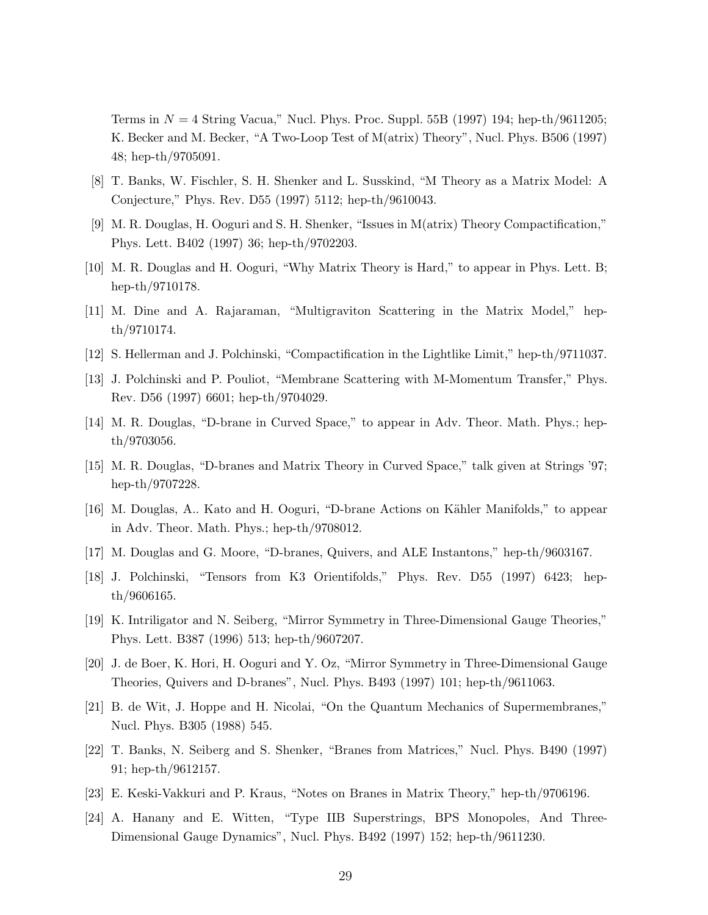Terms in $N = 4$ String Vacua," Nucl. Phys. Proc. Suppl. 55B (1997) 194; hep-th/9611205; K. Becker and M. Becker, "A Two-Loop Test of M(atrix) Theory", Nucl. Phys. B506 (1997) 48; hep-th/9705091.

[8] T. Banks, W. Fischler, S. H. Shenker and L. Susskind, "M Theory as a Matrix Model: A Conjecture," Phys. Rev. D55 (1997) 5112; hep-th/9610043.

[9] M. R. Douglas, H. Ooguri and S. H. Shenker, "Issues in M(atrix) Theory Compactification," Phys. Lett. B402 (1997) 36; hep-th/9702203.

[10] M. R. Douglas and H. Ooguri, "Why Matrix Theory is Hard," to appear in Phys. Lett. B; hep-th/9710178.

[11] M. Dine and A. Rajaraman, "Multigraviton Scattering in the Matrix Model," hep-th/9710174.

[12] S. Hellerman and J. Polchinski, "Compactification in the Lightlike Limit," hep-th/9711037.

[13] J. Polchinski and P. Pouliot, "Membrane Scattering with M-Momentum Transfer," Phys. Rev. D56 (1997) 6601; hep-th/9704029.

[14] M. R. Douglas, "D-brane in Curved Space," to appear in Adv. Theor. Math. Phys.; hep-th/9703056.

[15] M. R. Douglas, "D-branes and Matrix Theory in Curved Space," talk given at Strings '97; hep-th/9707228.

[16] M. Douglas, A.. Kato and H. Ooguri, "D-brane Actions on Kähler Manifolds," to appear in Adv. Theor. Math. Phys.; hep-th/9708012.

[17] M. Douglas and G. Moore, "D-branes, Quivers, and ALE Instantons," hep-th/9603167.

[18] J. Polchinski, "Tensors from K3 Orientifolds," Phys. Rev. D55 (1997) 6423; hep-th/9606165.

[19] K. Intriligator and N. Seiberg, "Mirror Symmetry in Three-Dimensional Gauge Theories," Phys. Lett. B387 (1996) 513; hep-th/9607207.

[20] J. de Boer, K. Hori, H. Ooguri and Y. Oz, "Mirror Symmetry in Three-Dimensional Gauge Theories, Quivers and D-branes", Nucl. Phys. B493 (1997) 101; hep-th/9611063.

[21] B. de Wit, J. Hoppe and H. Nicolai, "On the Quantum Mechanics of Supermembranes," Nucl. Phys. B305 (1988) 545.

[22] T. Banks, N. Seiberg and S. Shenker, "Branes from Matrices," Nucl. Phys. B490 (1997) 91; hep-th/9612157.

[23] E. Keski-Vakkuri and P. Kraus, "Notes on Branes in Matrix Theory," hep-th/9706196.

[24] A. Hanany and E. Witten, "Type IIB Superstrings, BPS Monopoles, And Three-Dimensional Gauge Dynamics", Nucl. Phys. B492 (1997) 152; hep-th/9611230.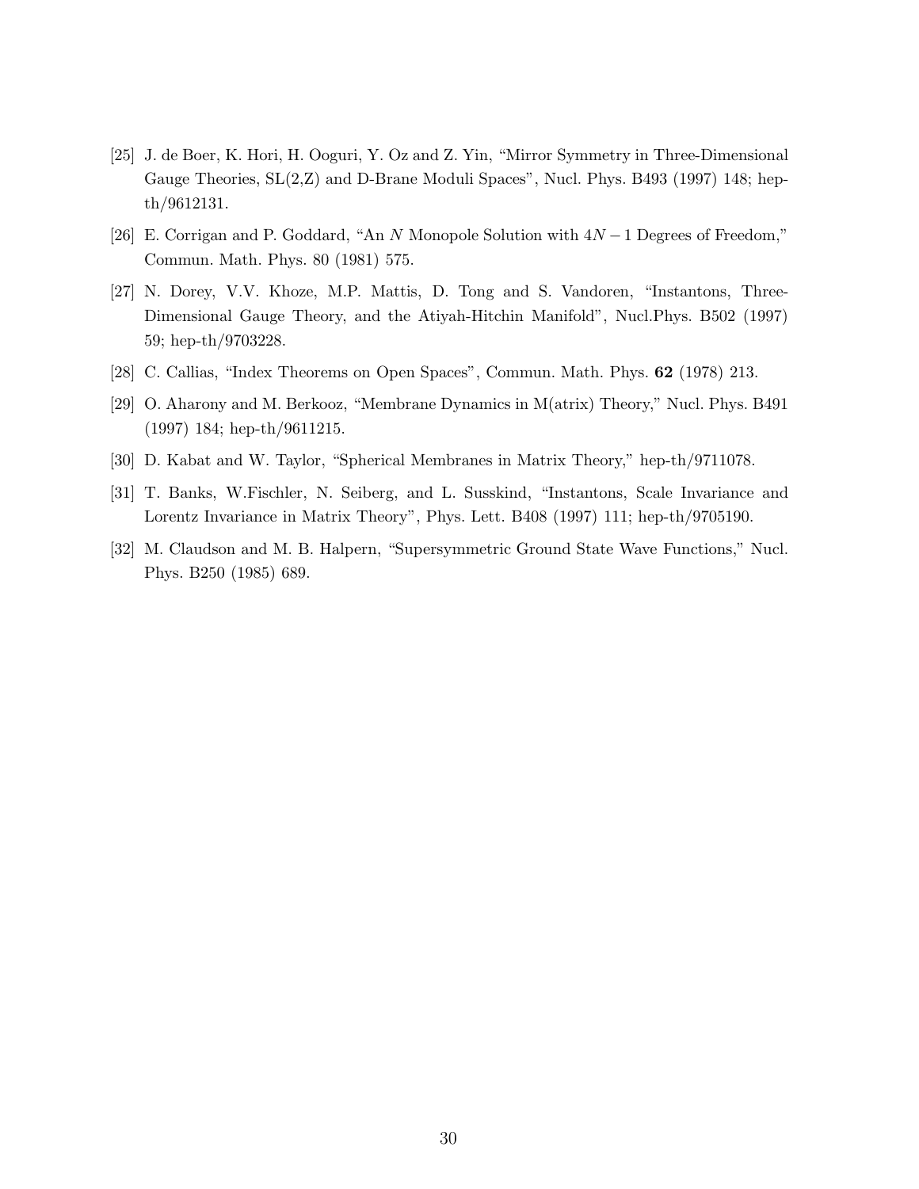[25] J. de Boer, K. Hori, H. Ooguri, Y. Oz and Z. Yin, "Mirror Symmetry in Three-Dimensional Gauge Theories, SL(2,Z) and D-Brane Moduli Spaces", Nucl. Phys. B493 (1997) 148; hep-th/9612131.

[26] E. Corrigan and P. Goddard, "An $N$ Monopole Solution with $4N-1$ Degrees of Freedom," Commun. Math. Phys. 80 (1981) 575.

[27] N. Dorey, V.V. Khoze, M.P. Mattis, D. Tong and S. Vandoren, "Instantons, Three-Dimensional Gauge Theory, and the Atiyah-Hitchin Manifold", Nucl.Phys. B502 (1997) 59; hep-th/9703228.

[28] C. Callias, "Index Theorems on Open Spaces", Commun. Math. Phys. **62** (1978) 213.

[29] O. Aharony and M. Berkooz, "Membrane Dynamics in M(atrix) Theory," Nucl. Phys. B491 (1997) 184; hep-th/9611215.

[30] D. Kabat and W. Taylor, "Spherical Membranes in Matrix Theory," hep-th/9711078.

[31] T. Banks, W.Fischler, N. Seiberg, and L. Susskind, "Instantons, Scale Invariance and Lorentz Invariance in Matrix Theory", Phys. Lett. B408 (1997) 111; hep-th/9705190.

[32] M. Claudson and M. B. Halpern, "Supersymmetric Ground State Wave Functions," Nucl. Phys. B250 (1985) 689.